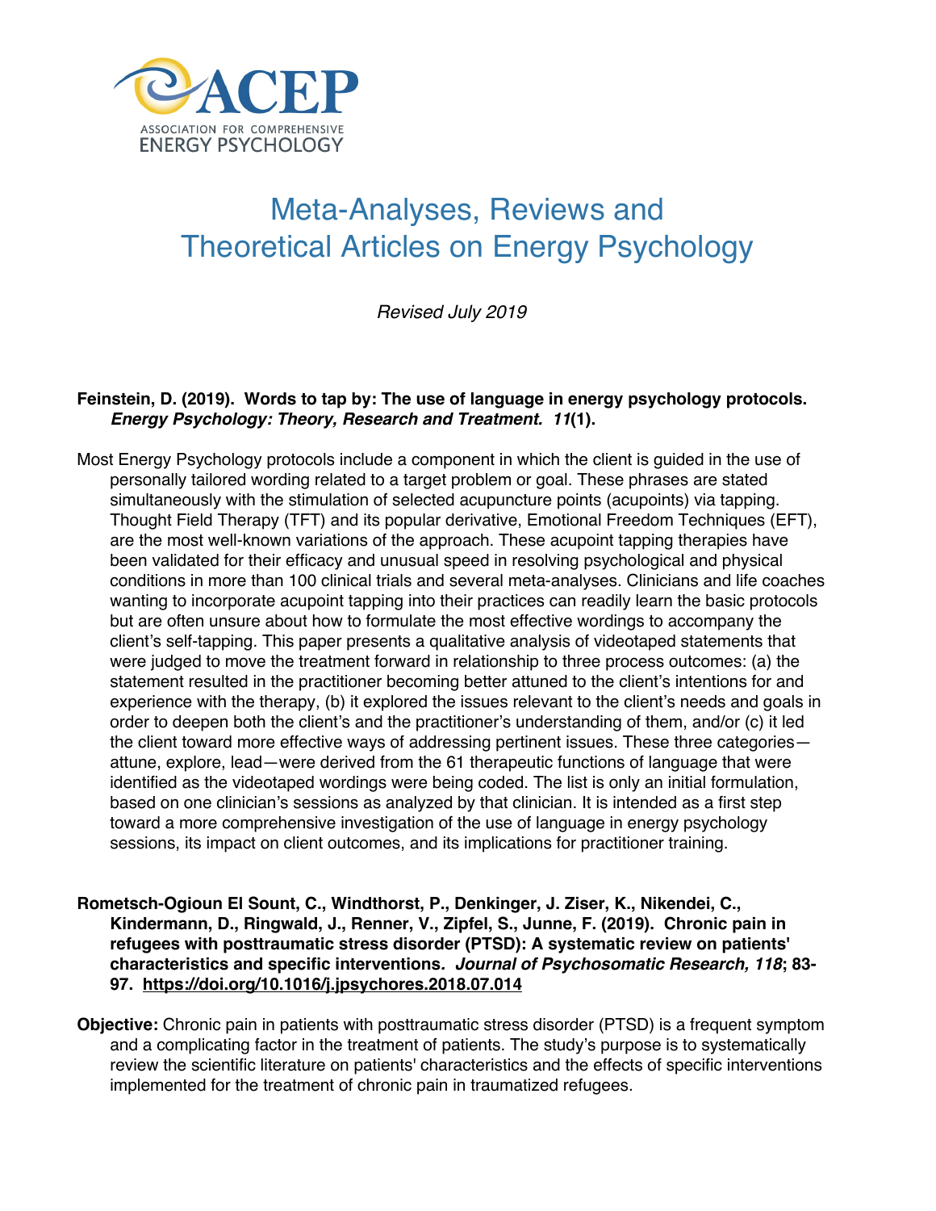ACEP

ASSOCIATION FOR COMPREHENSIVE ENERGY PSYCHOLOGY

# Meta-Analyses, Reviews and Theoretical Articles on Energy Psychology

*Revised July 2019*

**Feinstein, D. (2019). Words to tap by: The use of language in energy psychology protocols. *Energy Psychology: Theory, Research and Treatment. 11*(1).**

Most Energy Psychology protocols include a component in which the client is guided in the use of personally tailored wording related to a target problem or goal. These phrases are stated simultaneously with the stimulation of selected acupuncture points (acupoints) via tapping. Thought Field Therapy (TFT) and its popular derivative, Emotional Freedom Techniques (EFT), are the most well-known variations of the approach. These acupoint tapping therapies have been validated for their efficacy and unusual speed in resolving psychological and physical conditions in more than 100 clinical trials and several meta-analyses. Clinicians and life coaches wanting to incorporate acupoint tapping into their practices can readily learn the basic protocols but are often unsure about how to formulate the most effective wordings to accompany the client's self-tapping. This paper presents a qualitative analysis of videotaped statements that were judged to move the treatment forward in relationship to three process outcomes: (a) the statement resulted in the practitioner becoming better attuned to the client's intentions for and experience with the therapy, (b) it explored the issues relevant to the client's needs and goals in order to deepen both the client's and the practitioner's understanding of them, and/or (c) it led the client toward more effective ways of addressing pertinent issues. These three categories—attune, explore, lead—were derived from the 61 therapeutic functions of language that were identified as the videotaped wordings were being coded. The list is only an initial formulation, based on one clinician's sessions as analyzed by that clinician. It is intended as a first step toward a more comprehensive investigation of the use of language in energy psychology sessions, its impact on client outcomes, and its implications for practitioner training.

**Rometsch-Ogioun El Sount, C., Windthorst, P., Denkinger, J. Ziser, K., Nikendei, C., Kindermann, D., Ringwald, J., Renner, V., Zipfel, S., Junne, F. (2019). Chronic pain in refugees with posttraumatic stress disorder (PTSD): A systematic review on patients' characteristics and specific interventions*. Journal of Psychosomatic Research, 118*; 83-97. https://doi.org/10.1016/j.jpsychores.2018.07.014**

**Objective:** Chronic pain in patients with posttraumatic stress disorder (PTSD) is a frequent symptom and a complicating factor in the treatment of patients. The study's purpose is to systematically review the scientific literature on patients' characteristics and the effects of specific interventions implemented for the treatment of chronic pain in traumatized refugees.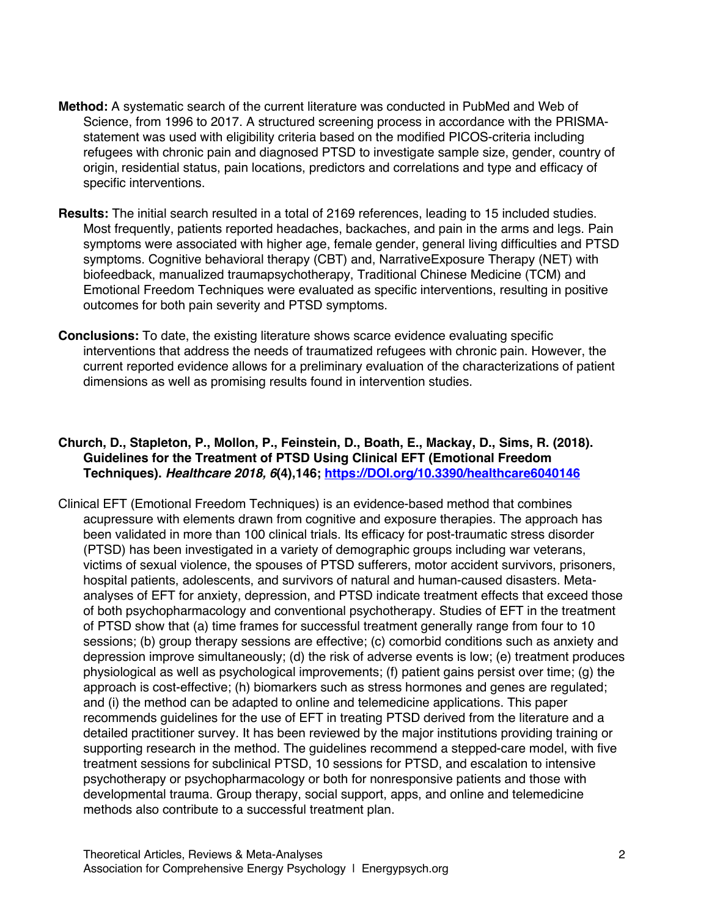**Method:** A systematic search of the current literature was conducted in PubMed and Web of Science, from 1996 to 2017. A structured screening process in accordance with the PRISMA-statement was used with eligibility criteria based on the modified PICOS-criteria including refugees with chronic pain and diagnosed PTSD to investigate sample size, gender, country of origin, residential status, pain locations, predictors and correlations and type and efficacy of specific interventions.

**Results:** The initial search resulted in a total of 2169 references, leading to 15 included studies. Most frequently, patients reported headaches, backaches, and pain in the arms and legs. Pain symptoms were associated with higher age, female gender, general living difficulties and PTSD symptoms. Cognitive behavioral therapy (CBT) and, NarrativeExposure Therapy (NET) with biofeedback, manualized traumapsychotherapy, Traditional Chinese Medicine (TCM) and Emotional Freedom Techniques were evaluated as specific interventions, resulting in positive outcomes for both pain severity and PTSD symptoms.

**Conclusions:** To date, the existing literature shows scarce evidence evaluating specific interventions that address the needs of traumatized refugees with chronic pain. However, the current reported evidence allows for a preliminary evaluation of the characterizations of patient dimensions as well as promising results found in intervention studies.

**Church, D., Stapleton, P., Mollon, P., Feinstein, D., Boath, E., Mackay, D., Sims, R. (2018). Guidelines for the Treatment of PTSD Using Clinical EFT (Emotional Freedom Techniques).** ***Healthcare 2018, 6*****(4),146; [https://DOI.org/10.3390/healthcare6040146](https://DOI.org/10.3390/healthcare6040146)**

Clinical EFT (Emotional Freedom Techniques) is an evidence-based method that combines acupressure with elements drawn from cognitive and exposure therapies. The approach has been validated in more than 100 clinical trials. Its efficacy for post-traumatic stress disorder (PTSD) has been investigated in a variety of demographic groups including war veterans, victims of sexual violence, the spouses of PTSD sufferers, motor accident survivors, prisoners, hospital patients, adolescents, and survivors of natural and human-caused disasters. Meta-analyses of EFT for anxiety, depression, and PTSD indicate treatment effects that exceed those of both psychopharmacology and conventional psychotherapy. Studies of EFT in the treatment of PTSD show that (a) time frames for successful treatment generally range from four to 10 sessions; (b) group therapy sessions are effective; (c) comorbid conditions such as anxiety and depression improve simultaneously; (d) the risk of adverse events is low; (e) treatment produces physiological as well as psychological improvements; (f) patient gains persist over time; (g) the approach is cost-effective; (h) biomarkers such as stress hormones and genes are regulated; and (i) the method can be adapted to online and telemedicine applications. This paper recommends guidelines for the use of EFT in treating PTSD derived from the literature and a detailed practitioner survey. It has been reviewed by the major institutions providing training or supporting research in the method. The guidelines recommend a stepped-care model, with five treatment sessions for subclinical PTSD, 10 sessions for PTSD, and escalation to intensive psychotherapy or psychopharmacology or both for nonresponsive patients and those with developmental trauma. Group therapy, social support, apps, and online and telemedicine methods also contribute to a successful treatment plan.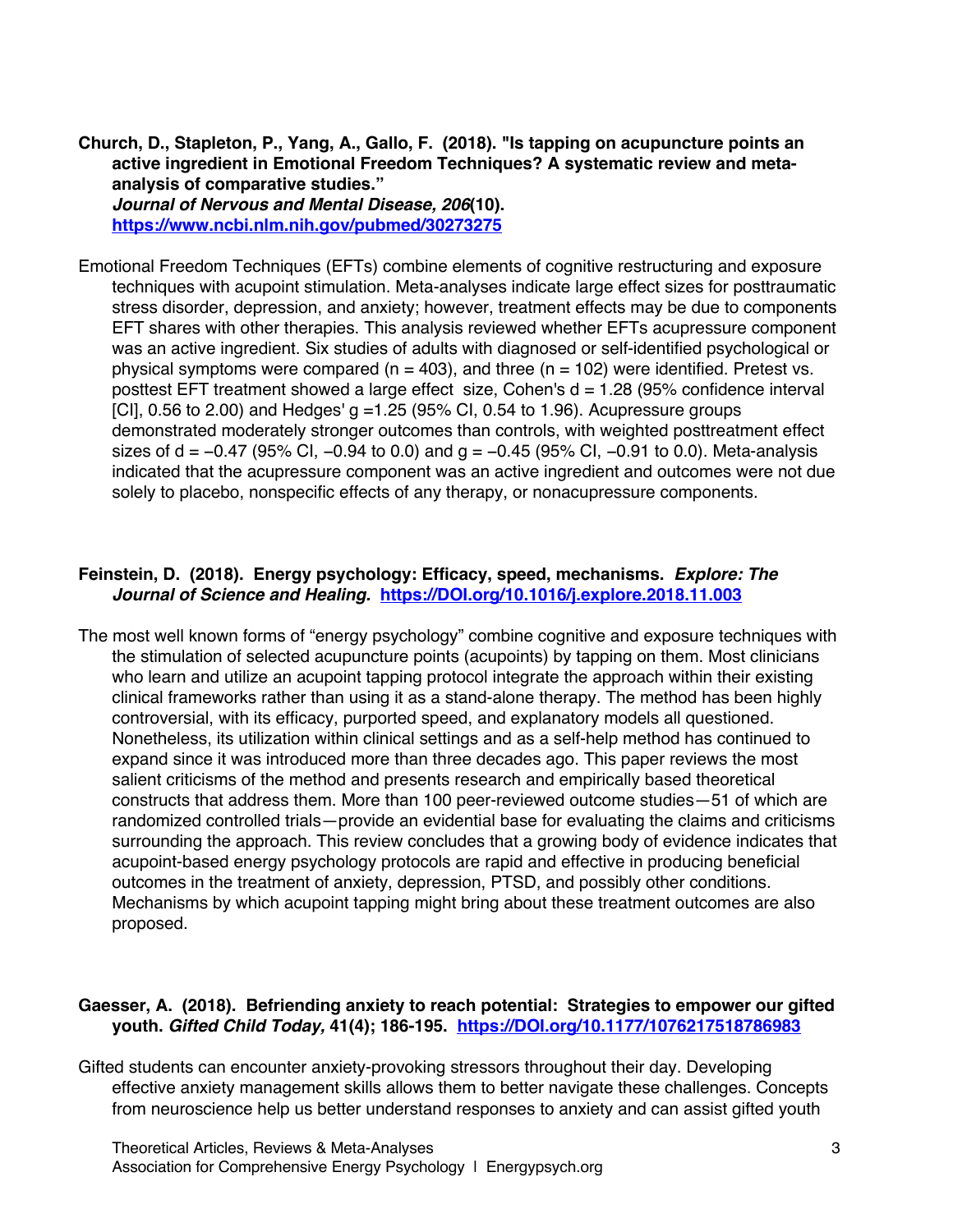**Church, D., Stapleton, P., Yang, A., Gallo, F. (2018). "Is tapping on acupuncture points an active ingredient in Emotional Freedom Techniques? A systematic review and meta-analysis of comparative studies."** ***Journal of Nervous and Mental Disease, 206*****(10).** **https://www.ncbi.nlm.nih.gov/pubmed/30273275**

Emotional Freedom Techniques (EFTs) combine elements of cognitive restructuring and exposure techniques with acupoint stimulation. Meta-analyses indicate large effect sizes for posttraumatic stress disorder, depression, and anxiety; however, treatment effects may be due to components EFT shares with other therapies. This analysis reviewed whether EFTs acupressure component was an active ingredient. Six studies of adults with diagnosed or self-identified psychological or physical symptoms were compared ($n = 403$), and three ($n = 102$) were identified. Pretest vs. posttest EFT treatment showed a large effect size, Cohen's $d = 1.28$ (95% confidence interval [CI], 0.56 to 2.00) and Hedges' $g = 1.25$ (95% CI, 0.54 to 1.96). Acupressure groups demonstrated moderately stronger outcomes than controls, with weighted posttreatment effect sizes of $d = -0.47$ (95% CI, $-0.94$ to 0.0) and $g = -0.45$ (95% CI, $-0.91$ to 0.0). Meta-analysis indicated that the acupressure component was an active ingredient and outcomes were not due solely to placebo, nonspecific effects of any therapy, or nonacupressure components.

**Feinstein, D. (2018). Energy psychology: Efficacy, speed, mechanisms.** ***Explore: The Journal of Science and Healing.*** **https://DOI.org/10.1016/j.explore.2018.11.003**

The most well known forms of "energy psychology" combine cognitive and exposure techniques with the stimulation of selected acupuncture points (acupoints) by tapping on them. Most clinicians who learn and utilize an acupoint tapping protocol integrate the approach within their existing clinical frameworks rather than using it as a stand-alone therapy. The method has been highly controversial, with its efficacy, purported speed, and explanatory models all questioned. Nonetheless, its utilization within clinical settings and as a self-help method has continued to expand since it was introduced more than three decades ago. This paper reviews the most salient criticisms of the method and presents research and empirically based theoretical constructs that address them. More than 100 peer-reviewed outcome studies—51 of which are randomized controlled trials—provide an evidential base for evaluating the claims and criticisms surrounding the approach. This review concludes that a growing body of evidence indicates that acupoint-based energy psychology protocols are rapid and effective in producing beneficial outcomes in the treatment of anxiety, depression, PTSD, and possibly other conditions. Mechanisms by which acupoint tapping might bring about these treatment outcomes are also proposed.

**Gaesser, A. (2018). Befriending anxiety to reach potential: Strategies to empower our gifted youth.** ***Gifted Child Today,*** **41(4); 186-195.** **https://DOI.org/10.1177/1076217518786983**

Gifted students can encounter anxiety-provoking stressors throughout their day. Developing effective anxiety management skills allows them to better navigate these challenges. Concepts from neuroscience help us better understand responses to anxiety and can assist gifted youth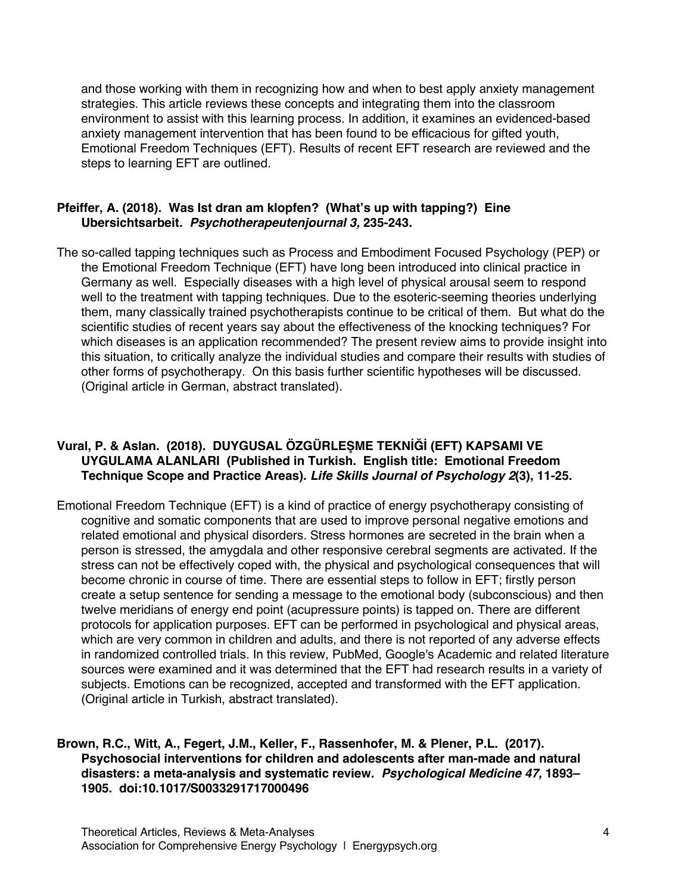and those working with them in recognizing how and when to best apply anxiety management strategies. This article reviews these concepts and integrating them into the classroom environment to assist with this learning process. In addition, it examines an evidenced-based anxiety management intervention that has been found to be efficacious for gifted youth, Emotional Freedom Techniques (EFT). Results of recent EFT research are reviewed and the steps to learning EFT are outlined.

**Pfeiffer, A. (2018). Was Ist dran am klopfen? (What's up with tapping?) Eine Ubersichtsarbeit. *Psychotherapeutenjournal 3,* 235-243.**

The so-called tapping techniques such as Process and Embodiment Focused Psychology (PEP) or the Emotional Freedom Technique (EFT) have long been introduced into clinical practice in Germany as well. Especially diseases with a high level of physical arousal seem to respond well to the treatment with tapping techniques. Due to the esoteric-seeming theories underlying them, many classically trained psychotherapists continue to be critical of them. But what do the scientific studies of recent years say about the effectiveness of the knocking techniques? For which diseases is an application recommended? The present review aims to provide insight into this situation, to critically analyze the individual studies and compare their results with studies of other forms of psychotherapy. On this basis further scientific hypotheses will be discussed. (Original article in German, abstract translated).

**Vural, P. & Aslan. (2018). DUYGUSAL ÖZGÜRLEŞME TEKNİĞİ (EFT) KAPSAMI VE UYGULAMA ALANLARI (Published in Turkish. English title: Emotional Freedom Technique Scope and Practice Areas). *Life Skills Journal of Psychology 2*(3), 11-25.**

Emotional Freedom Technique (EFT) is a kind of practice of energy psychotherapy consisting of cognitive and somatic components that are used to improve personal negative emotions and related emotional and physical disorders. Stress hormones are secreted in the brain when a person is stressed, the amygdala and other responsive cerebral segments are activated. If the stress can not be effectively coped with, the physical and psychological consequences that will become chronic in course of time. There are essential steps to follow in EFT; firstly person create a setup sentence for sending a message to the emotional body (subconscious) and then twelve meridians of energy end point (acupressure points) is tapped on. There are different protocols for application purposes. EFT can be performed in psychological and physical areas, which are very common in children and adults, and there is not reported of any adverse effects in randomized controlled trials. In this review, PubMed, Google's Academic and related literature sources were examined and it was determined that the EFT had research results in a variety of subjects. Emotions can be recognized, accepted and transformed with the EFT application. (Original article in Turkish, abstract translated).

**Brown, R.C., Witt, A., Fegert, J.M., Keller, F., Rassenhofer, M. & Plener, P.L. (2017). Psychosocial interventions for children and adolescents after man-made and natural disasters: a meta-analysis and systematic review. *Psychological Medicine 47,* 1893–1905. doi:10.1017/S0033291717000496**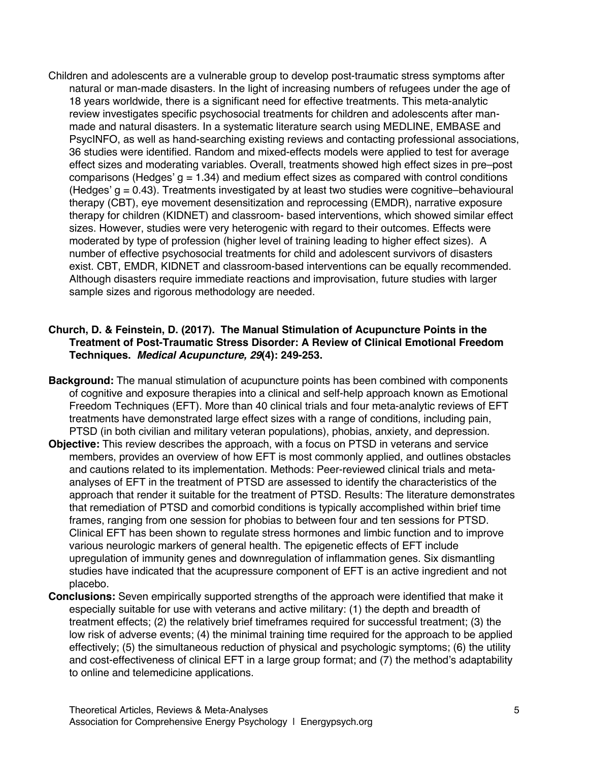Children and adolescents are a vulnerable group to develop post-traumatic stress symptoms after natural or man-made disasters. In the light of increasing numbers of refugees under the age of 18 years worldwide, there is a significant need for effective treatments. This meta-analytic review investigates specific psychosocial treatments for children and adolescents after man-made and natural disasters. In a systematic literature search using MEDLINE, EMBASE and PsycINFO, as well as hand-searching existing reviews and contacting professional associations, 36 studies were identified. Random and mixed-effects models were applied to test for average effect sizes and moderating variables. Overall, treatments showed high effect sizes in pre–post comparisons (Hedges' $g = 1.34$) and medium effect sizes as compared with control conditions (Hedges' $g = 0.43$). Treatments investigated by at least two studies were cognitive–behavioural therapy (CBT), eye movement desensitization and reprocessing (EMDR), narrative exposure therapy for children (KIDNET) and classroom- based interventions, which showed similar effect sizes. However, studies were very heterogenic with regard to their outcomes. Effects were moderated by type of profession (higher level of training leading to higher effect sizes). A number of effective psychosocial treatments for child and adolescent survivors of disasters exist. CBT, EMDR, KIDNET and classroom-based interventions can be equally recommended. Although disasters require immediate reactions and improvisation, future studies with larger sample sizes and rigorous methodology are needed.

**Church, D. & Feinstein, D. (2017). The Manual Stimulation of Acupuncture Points in the Treatment of Post-Traumatic Stress Disorder: A Review of Clinical Emotional Freedom Techniques. *Medical Acupuncture, 29*(4): 249-253.**

**Background:** The manual stimulation of acupuncture points has been combined with components of cognitive and exposure therapies into a clinical and self-help approach known as Emotional Freedom Techniques (EFT). More than 40 clinical trials and four meta-analytic reviews of EFT treatments have demonstrated large effect sizes with a range of conditions, including pain, PTSD (in both civilian and military veteran populations), phobias, anxiety, and depression.

**Objective:** This review describes the approach, with a focus on PTSD in veterans and service members, provides an overview of how EFT is most commonly applied, and outlines obstacles and cautions related to its implementation. Methods: Peer-reviewed clinical trials and meta-analyses of EFT in the treatment of PTSD are assessed to identify the characteristics of the approach that render it suitable for the treatment of PTSD. Results: The literature demonstrates that remediation of PTSD and comorbid conditions is typically accomplished within brief time frames, ranging from one session for phobias to between four and ten sessions for PTSD. Clinical EFT has been shown to regulate stress hormones and limbic function and to improve various neurologic markers of general health. The epigenetic effects of EFT include upregulation of immunity genes and downregulation of inflammation genes. Six dismantling studies have indicated that the acupressure component of EFT is an active ingredient and not placebo.

**Conclusions:** Seven empirically supported strengths of the approach were identified that make it especially suitable for use with veterans and active military: (1) the depth and breadth of treatment effects; (2) the relatively brief timeframes required for successful treatment; (3) the low risk of adverse events; (4) the minimal training time required for the approach to be applied effectively; (5) the simultaneous reduction of physical and psychologic symptoms; (6) the utility and cost-effectiveness of clinical EFT in a large group format; and (7) the method's adaptability to online and telemedicine applications.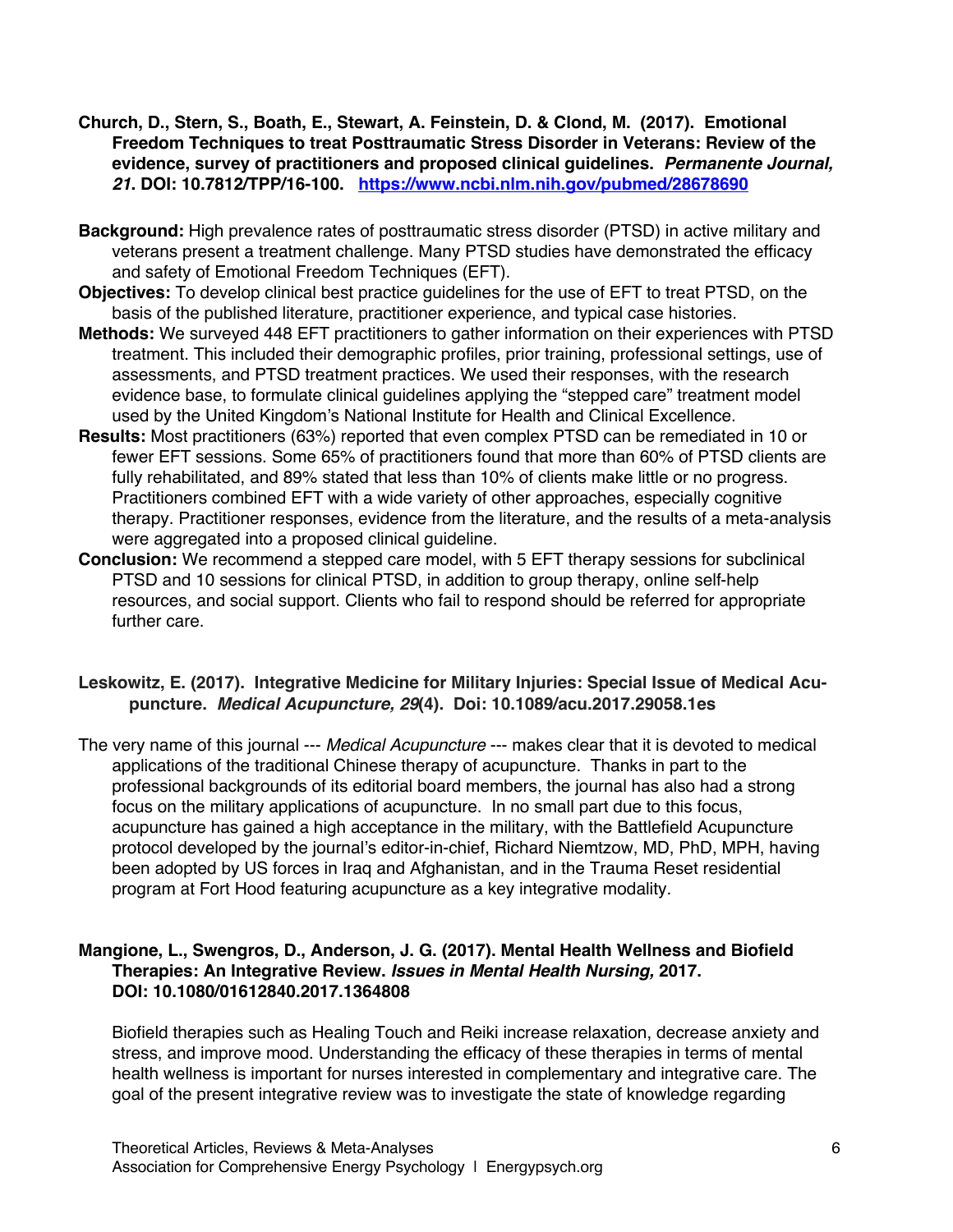**Church, D., Stern, S., Boath, E., Stewart, A. Feinstein, D. & Clond, M. (2017). Emotional Freedom Techniques to treat Posttraumatic Stress Disorder in Veterans: Review of the evidence, survey of practitioners and proposed clinical guidelines.** ***Permanente Journal, 21*****. DOI: 10.7812/TPP/16-100.** **https://www.ncbi.nlm.nih.gov/pubmed/28678690**

**Background:** High prevalence rates of posttraumatic stress disorder (PTSD) in active military and veterans present a treatment challenge. Many PTSD studies have demonstrated the efficacy and safety of Emotional Freedom Techniques (EFT).

**Objectives:** To develop clinical best practice guidelines for the use of EFT to treat PTSD, on the basis of the published literature, practitioner experience, and typical case histories.

**Methods:** We surveyed 448 EFT practitioners to gather information on their experiences with PTSD treatment. This included their demographic profiles, prior training, professional settings, use of assessments, and PTSD treatment practices. We used their responses, with the research evidence base, to formulate clinical guidelines applying the "stepped care" treatment model used by the United Kingdom's National Institute for Health and Clinical Excellence.

**Results:** Most practitioners (63%) reported that even complex PTSD can be remediated in 10 or fewer EFT sessions. Some 65% of practitioners found that more than 60% of PTSD clients are fully rehabilitated, and 89% stated that less than 10% of clients make little or no progress. Practitioners combined EFT with a wide variety of other approaches, especially cognitive therapy. Practitioner responses, evidence from the literature, and the results of a meta-analysis were aggregated into a proposed clinical guideline.

**Conclusion:** We recommend a stepped care model, with 5 EFT therapy sessions for subclinical PTSD and 10 sessions for clinical PTSD, in addition to group therapy, online self-help resources, and social support. Clients who fail to respond should be referred for appropriate further care.

**Leskowitz, E. (2017). Integrative Medicine for Military Injuries: Special Issue of Medical Acupuncture.** ***Medical Acupuncture, 29*****(4). Doi: 10.1089/acu.2017.29058.1es**

The very name of this journal --- *Medical Acupuncture* --- makes clear that it is devoted to medical applications of the traditional Chinese therapy of acupuncture. Thanks in part to the professional backgrounds of its editorial board members, the journal has also had a strong focus on the military applications of acupuncture. In no small part due to this focus, acupuncture has gained a high acceptance in the military, with the Battlefield Acupuncture protocol developed by the journal's editor-in-chief, Richard Niemtzow, MD, PhD, MPH, having been adopted by US forces in Iraq and Afghanistan, and in the Trauma Reset residential program at Fort Hood featuring acupuncture as a key integrative modality.

**Mangione, L., Swengros, D., Anderson, J. G. (2017). Mental Health Wellness and Biofield Therapies: An Integrative Review.** ***Issues in Mental Health Nursing,*** **2017. DOI: 10.1080/01612840.2017.1364808**

Biofield therapies such as Healing Touch and Reiki increase relaxation, decrease anxiety and stress, and improve mood. Understanding the efficacy of these therapies in terms of mental health wellness is important for nurses interested in complementary and integrative care. The goal of the present integrative review was to investigate the state of knowledge regarding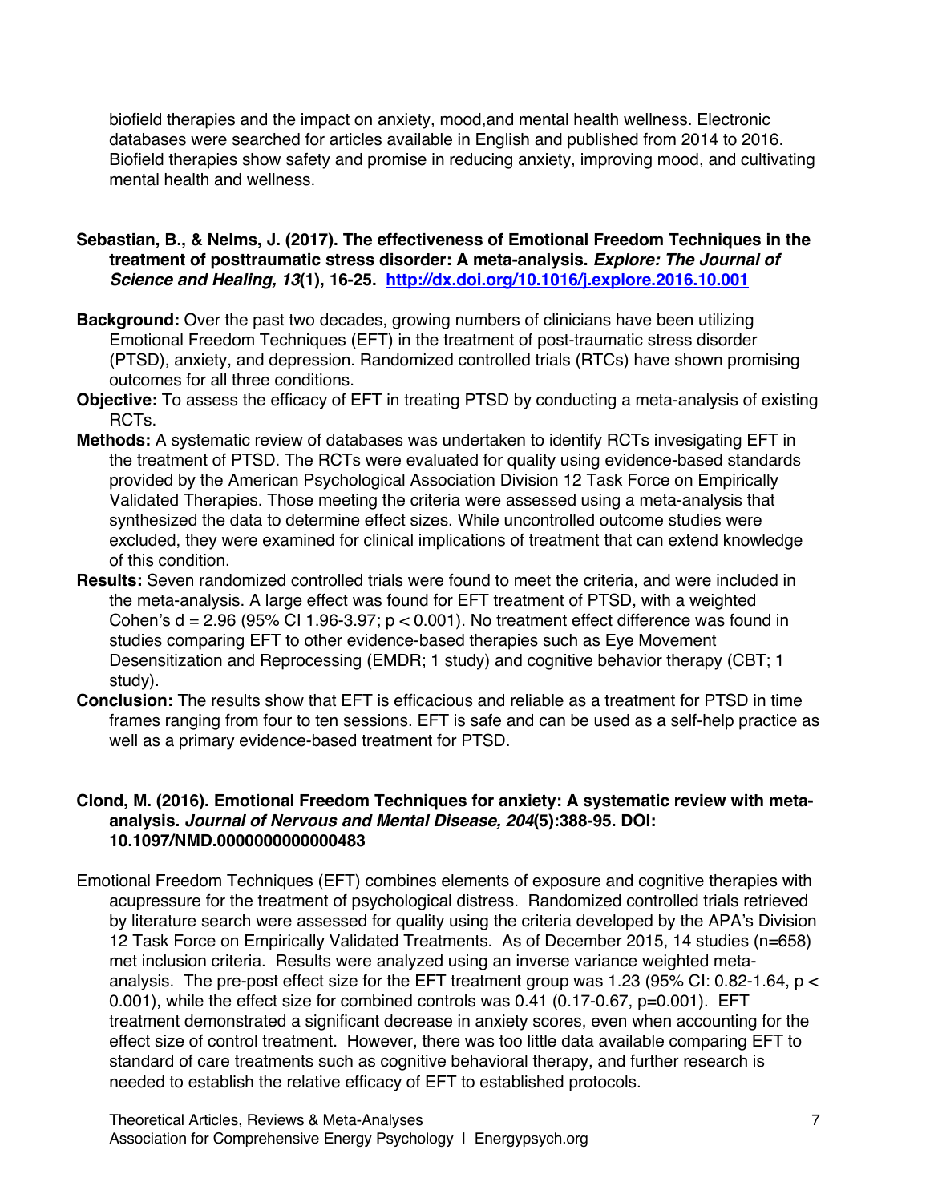biofield therapies and the impact on anxiety, mood,and mental health wellness. Electronic databases were searched for articles available in English and published from 2014 to 2016. Biofield therapies show safety and promise in reducing anxiety, improving mood, and cultivating mental health and wellness.

**Sebastian, B., & Nelms, J. (2017). The effectiveness of Emotional Freedom Techniques in the treatment of posttraumatic stress disorder: A meta-analysis. *Explore: The Journal of Science and Healing, 13*(1), 16-25. [http://dx.doi.org/10.1016/j.explore.2016.10.001](http://dx.doi.org/10.1016/j.explore.2016.10.001)**

**Background:** Over the past two decades, growing numbers of clinicians have been utilizing Emotional Freedom Techniques (EFT) in the treatment of post-traumatic stress disorder (PTSD), anxiety, and depression. Randomized controlled trials (RTCs) have shown promising outcomes for all three conditions.

**Objective:** To assess the efficacy of EFT in treating PTSD by conducting a meta-analysis of existing RCTs.

**Methods:** A systematic review of databases was undertaken to identify RCTs invesigating EFT in the treatment of PTSD. The RCTs were evaluated for quality using evidence-based standards provided by the American Psychological Association Division 12 Task Force on Empirically Validated Therapies. Those meeting the criteria were assessed using a meta-analysis that synthesized the data to determine effect sizes. While uncontrolled outcome studies were excluded, they were examined for clinical implications of treatment that can extend knowledge of this condition.

**Results:** Seven randomized controlled trials were found to meet the criteria, and were included in the meta-analysis. A large effect was found for EFT treatment of PTSD, with a weighted Cohen's d = 2.96 (95% CI 1.96-3.97; $p < 0.001$). No treatment effect difference was found in studies comparing EFT to other evidence-based therapies such as Eye Movement Desensitization and Reprocessing (EMDR; 1 study) and cognitive behavior therapy (CBT; 1 study).

**Conclusion:** The results show that EFT is efficacious and reliable as a treatment for PTSD in time frames ranging from four to ten sessions. EFT is safe and can be used as a self-help practice as well as a primary evidence-based treatment for PTSD.

**Clond, M. (2016). Emotional Freedom Techniques for anxiety: A systematic review with meta-analysis. *Journal of Nervous and Mental Disease, 204*(5):388-95. DOI: 10.1097/NMD.0000000000000483**

Emotional Freedom Techniques (EFT) combines elements of exposure and cognitive therapies with acupressure for the treatment of psychological distress. Randomized controlled trials retrieved by literature search were assessed for quality using the criteria developed by the APA's Division 12 Task Force on Empirically Validated Treatments. As of December 2015, 14 studies (n=658) met inclusion criteria. Results were analyzed using an inverse variance weighted meta-analysis. The pre-post effect size for the EFT treatment group was 1.23 (95% CI: 0.82-1.64, $p < 0.001$), while the effect size for combined controls was 0.41 (0.17-0.67, $p=0.001$). EFT treatment demonstrated a significant decrease in anxiety scores, even when accounting for the effect size of control treatment. However, there was too little data available comparing EFT to standard of care treatments such as cognitive behavioral therapy, and further research is needed to establish the relative efficacy of EFT to established protocols.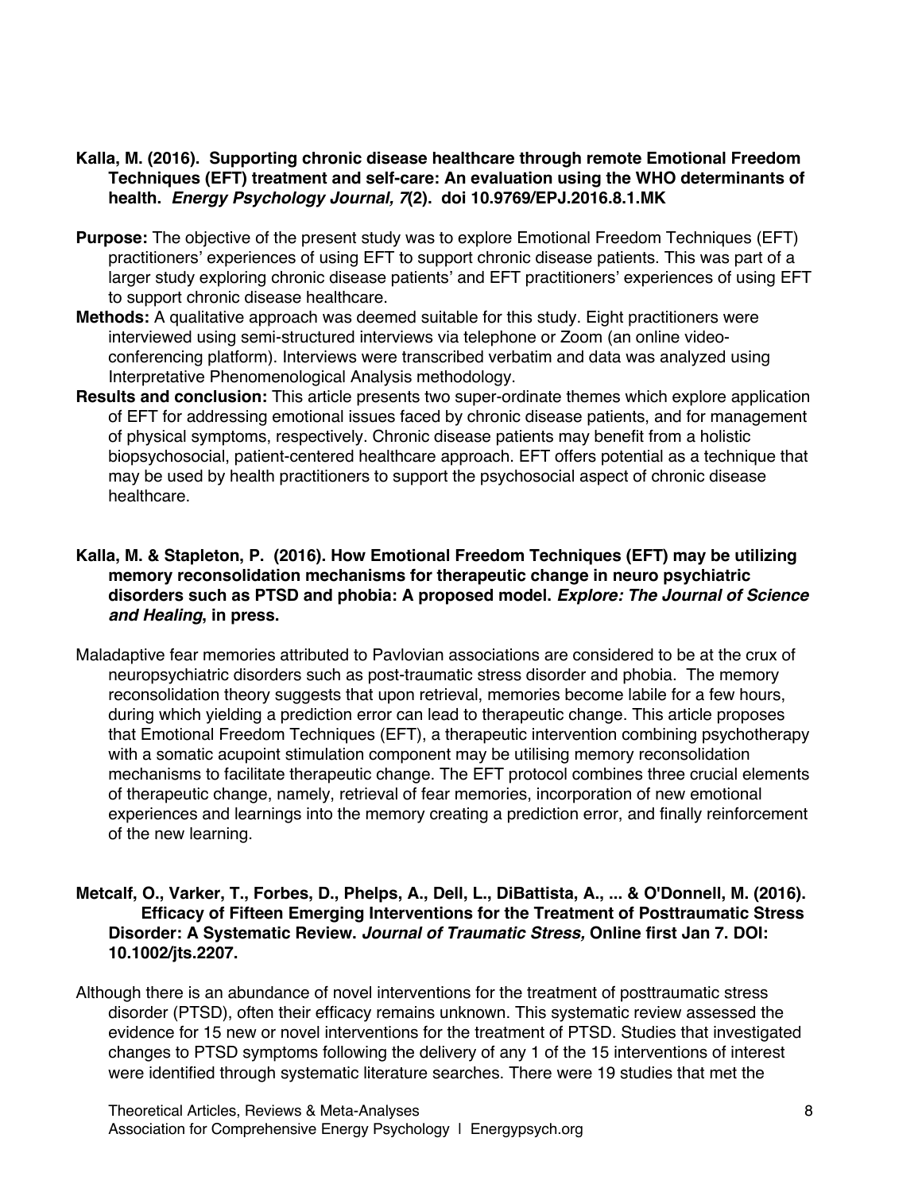**Kalla, M. (2016). Supporting chronic disease healthcare through remote Emotional Freedom Techniques (EFT) treatment and self-care: An evaluation using the WHO determinants of health. *Energy Psychology Journal, 7*(2). doi 10.9769/EPJ.2016.8.1.MK**

**Purpose:** The objective of the present study was to explore Emotional Freedom Techniques (EFT) practitioners' experiences of using EFT to support chronic disease patients. This was part of a larger study exploring chronic disease patients' and EFT practitioners' experiences of using EFT to support chronic disease healthcare.

**Methods:** A qualitative approach was deemed suitable for this study. Eight practitioners were interviewed using semi-structured interviews via telephone or Zoom (an online video-conferencing platform). Interviews were transcribed verbatim and data was analyzed using Interpretative Phenomenological Analysis methodology.

**Results and conclusion:** This article presents two super-ordinate themes which explore application of EFT for addressing emotional issues faced by chronic disease patients, and for management of physical symptoms, respectively. Chronic disease patients may benefit from a holistic biopsychosocial, patient-centered healthcare approach. EFT offers potential as a technique that may be used by health practitioners to support the psychosocial aspect of chronic disease healthcare.

**Kalla, M. & Stapleton, P. (2016). How Emotional Freedom Techniques (EFT) may be utilizing memory reconsolidation mechanisms for therapeutic change in neuro psychiatric disorders such as PTSD and phobia: A proposed model. *Explore: The Journal of Science and Healing*, in press.**

Maladaptive fear memories attributed to Pavlovian associations are considered to be at the crux of neuropsychiatric disorders such as post-traumatic stress disorder and phobia. The memory reconsolidation theory suggests that upon retrieval, memories become labile for a few hours, during which yielding a prediction error can lead to therapeutic change. This article proposes that Emotional Freedom Techniques (EFT), a therapeutic intervention combining psychotherapy with a somatic acupoint stimulation component may be utilising memory reconsolidation mechanisms to facilitate therapeutic change. The EFT protocol combines three crucial elements of therapeutic change, namely, retrieval of fear memories, incorporation of new emotional experiences and learnings into the memory creating a prediction error, and finally reinforcement of the new learning.

**Metcalf, O., Varker, T., Forbes, D., Phelps, A., Dell, L., DiBattista, A., ... & O'Donnell, M. (2016). Efficacy of Fifteen Emerging Interventions for the Treatment of Posttraumatic Stress Disorder: A Systematic Review. *Journal of Traumatic Stress,* Online first Jan 7. DOI: 10.1002/jts.2207.**

Although there is an abundance of novel interventions for the treatment of posttraumatic stress disorder (PTSD), often their efficacy remains unknown. This systematic review assessed the evidence for 15 new or novel interventions for the treatment of PTSD. Studies that investigated changes to PTSD symptoms following the delivery of any 1 of the 15 interventions of interest were identified through systematic literature searches. There were 19 studies that met the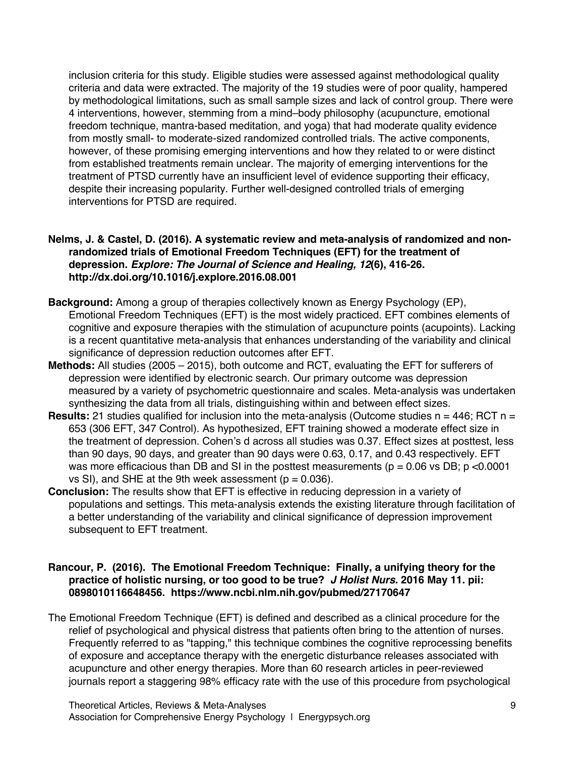inclusion criteria for this study. Eligible studies were assessed against methodological quality criteria and data were extracted. The majority of the 19 studies were of poor quality, hampered by methodological limitations, such as small sample sizes and lack of control group. There were 4 interventions, however, stemming from a mind–body philosophy (acupuncture, emotional freedom technique, mantra-based meditation, and yoga) that had moderate quality evidence from mostly small- to moderate-sized randomized controlled trials. The active components, however, of these promising emerging interventions and how they related to or were distinct from established treatments remain unclear. The majority of emerging interventions for the treatment of PTSD currently have an insufficient level of evidence supporting their efficacy, despite their increasing popularity. Further well-designed controlled trials of emerging interventions for PTSD are required.

**Nelms, J. & Castel, D. (2016). A systematic review and meta-analysis of randomized and non-randomized trials of Emotional Freedom Techniques (EFT) for the treatment of depression. *Explore: The Journal of Science and Healing, 12*(6), 416-26. http://dx.doi.org/10.1016/j.explore.2016.08.001**

**Background:** Among a group of therapies collectively known as Energy Psychology (EP), Emotional Freedom Techniques (EFT) is the most widely practiced. EFT combines elements of cognitive and exposure therapies with the stimulation of acupuncture points (acupoints). Lacking is a recent quantitative meta-analysis that enhances understanding of the variability and clinical significance of depression reduction outcomes after EFT.

**Methods:** All studies (2005 – 2015), both outcome and RCT, evaluating the EFT for sufferers of depression were identified by electronic search. Our primary outcome was depression measured by a variety of psychometric questionnaire and scales. Meta-analysis was undertaken synthesizing the data from all trials, distinguishing within and between effect sizes.

**Results:** 21 studies qualified for inclusion into the meta-analysis (Outcome studies $n = 446$; RCT $n = 653$ (306 EFT, 347 Control). As hypothesized, EFT training showed a moderate effect size in the treatment of depression. Cohen's d across all studies was 0.37. Effect sizes at posttest, less than 90 days, 90 days, and greater than 90 days were 0.63, 0.17, and 0.43 respectively. EFT was more efficacious than DB and SI in the posttest measurements ($p = 0.06$ vs DB; $p < 0.0001$ vs SI), and SHE at the 9th week assessment ($p = 0.036$).

**Conclusion:** The results show that EFT is effective in reducing depression in a variety of populations and settings. This meta-analysis extends the existing literature through facilitation of a better understanding of the variability and clinical significance of depression improvement subsequent to EFT treatment.

**Rancour, P. (2016). The Emotional Freedom Technique: Finally, a unifying theory for the practice of holistic nursing, or too good to be true? *J Holist Nurs.* 2016 May 11. pii: 0898010116648456. https://www.ncbi.nlm.nih.gov/pubmed/27170647**

The Emotional Freedom Technique (EFT) is defined and described as a clinical procedure for the relief of psychological and physical distress that patients often bring to the attention of nurses. Frequently referred to as "tapping," this technique combines the cognitive reprocessing benefits of exposure and acceptance therapy with the energetic disturbance releases associated with acupuncture and other energy therapies. More than 60 research articles in peer-reviewed journals report a staggering 98% efficacy rate with the use of this procedure from psychological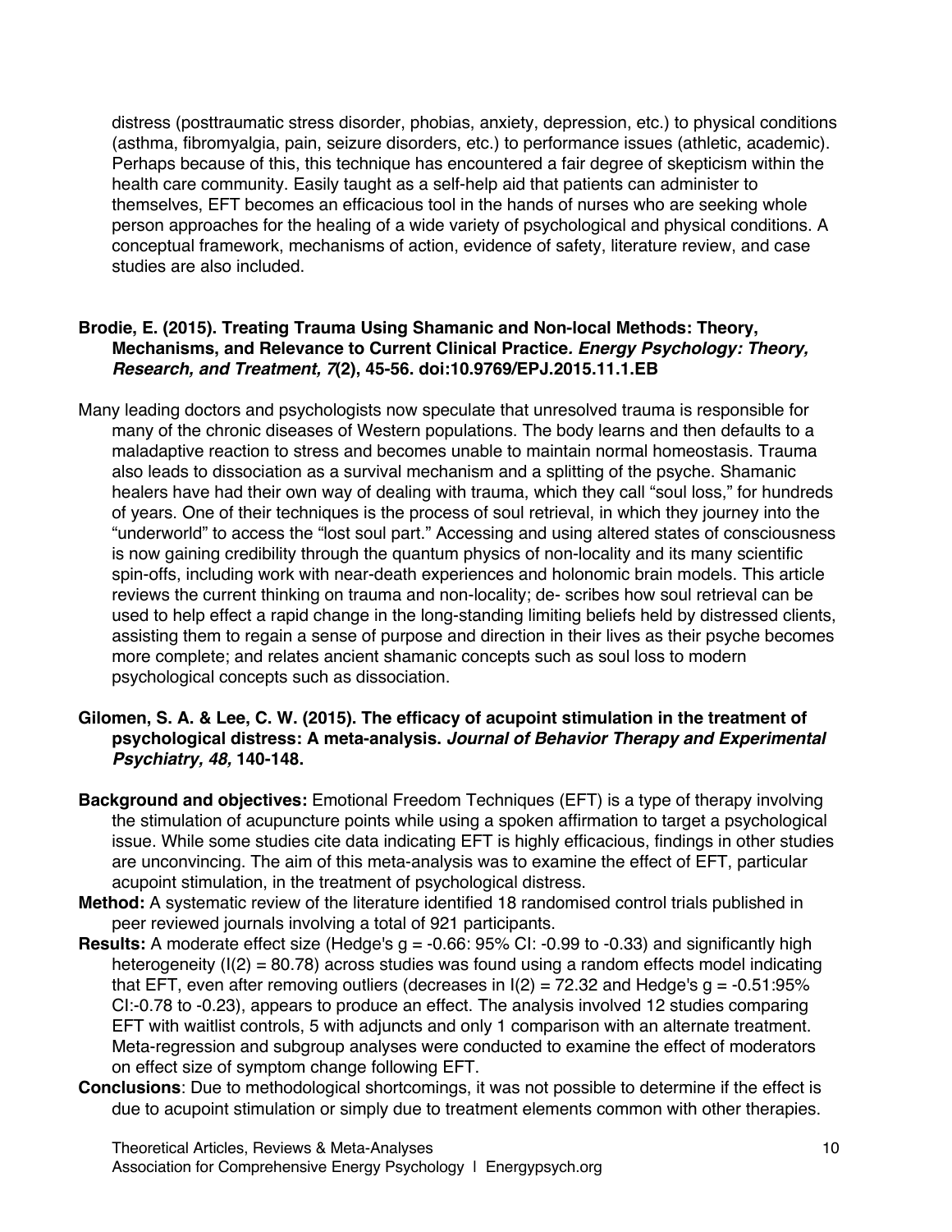distress (posttraumatic stress disorder, phobias, anxiety, depression, etc.) to physical conditions (asthma, fibromyalgia, pain, seizure disorders, etc.) to performance issues (athletic, academic). Perhaps because of this, this technique has encountered a fair degree of skepticism within the health care community. Easily taught as a self-help aid that patients can administer to themselves, EFT becomes an efficacious tool in the hands of nurses who are seeking whole person approaches for the healing of a wide variety of psychological and physical conditions. A conceptual framework, mechanisms of action, evidence of safety, literature review, and case studies are also included.

**Brodie, E. (2015). Treating Trauma Using Shamanic and Non-local Methods: Theory, Mechanisms, and Relevance to Current Clinical Practice*. Energy Psychology: Theory, Research, and Treatment, 7*(2), 45-56. doi:10.9769/EPJ.2015.11.1.EB**

Many leading doctors and psychologists now speculate that unresolved trauma is responsible for many of the chronic diseases of Western populations. The body learns and then defaults to a maladaptive reaction to stress and becomes unable to maintain normal homeostasis. Trauma also leads to dissociation as a survival mechanism and a splitting of the psyche. Shamanic healers have had their own way of dealing with trauma, which they call "soul loss," for hundreds of years. One of their techniques is the process of soul retrieval, in which they journey into the "underworld" to access the "lost soul part." Accessing and using altered states of consciousness is now gaining credibility through the quantum physics of non-locality and its many scientific spin-offs, including work with near-death experiences and holonomic brain models. This article reviews the current thinking on trauma and non-locality; de- scribes how soul retrieval can be used to help effect a rapid change in the long-standing limiting beliefs held by distressed clients, assisting them to regain a sense of purpose and direction in their lives as their psyche becomes more complete; and relates ancient shamanic concepts such as soul loss to modern psychological concepts such as dissociation.

**Gilomen, S. A. & Lee, C. W. (2015). The efficacy of acupoint stimulation in the treatment of psychological distress: A meta-analysis. *Journal of Behavior Therapy and Experimental Psychiatry, 48,* 140-148.**

**Background and objectives:** Emotional Freedom Techniques (EFT) is a type of therapy involving the stimulation of acupuncture points while using a spoken affirmation to target a psychological issue. While some studies cite data indicating EFT is highly efficacious, findings in other studies are unconvincing. The aim of this meta-analysis was to examine the effect of EFT, particular acupoint stimulation, in the treatment of psychological distress.

**Method:** A systematic review of the literature identified 18 randomised control trials published in peer reviewed journals involving a total of 921 participants.

**Results:** A moderate effect size (Hedge's g = -0.66: 95% CI: -0.99 to -0.33) and significantly high heterogeneity (I(2) = 80.78) across studies was found using a random effects model indicating that EFT, even after removing outliers (decreases in I(2) = 72.32 and Hedge's g = -0.51:95% CI:-0.78 to -0.23), appears to produce an effect. The analysis involved 12 studies comparing EFT with waitlist controls, 5 with adjuncts and only 1 comparison with an alternate treatment. Meta-regression and subgroup analyses were conducted to examine the effect of moderators on effect size of symptom change following EFT.

**Conclusions**: Due to methodological shortcomings, it was not possible to determine if the effect is due to acupoint stimulation or simply due to treatment elements common with other therapies.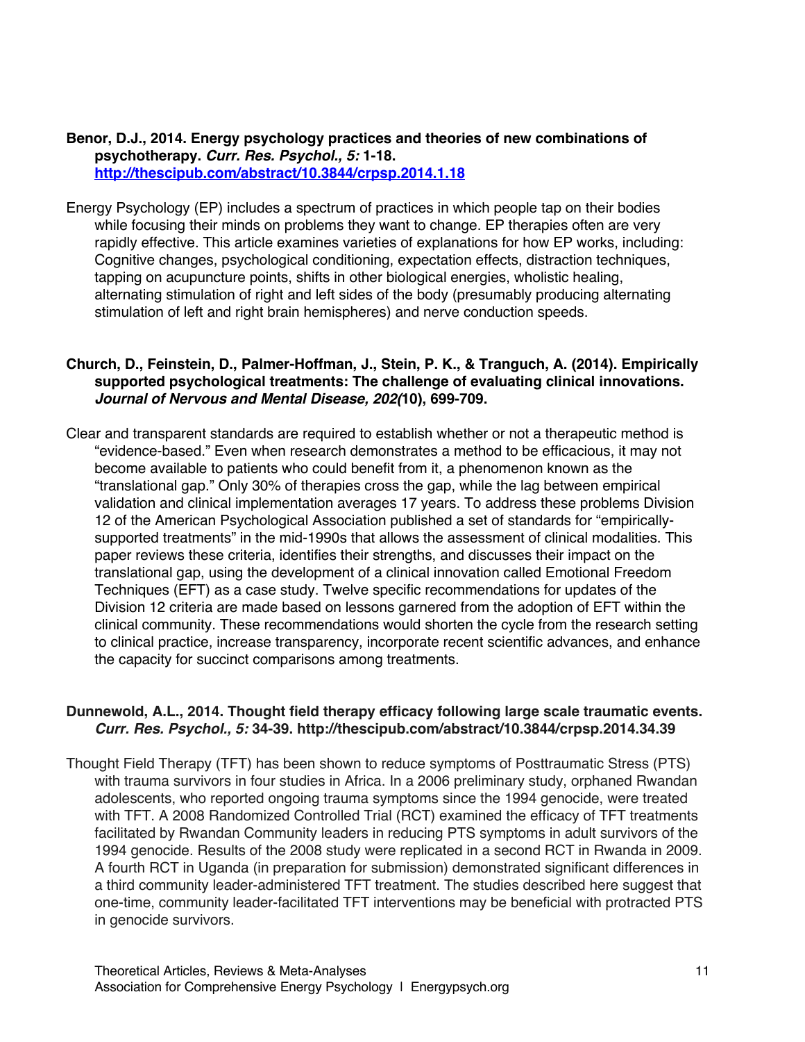**Benor, D.J., 2014. Energy psychology practices and theories of new combinations of psychotherapy. *Curr. Res. Psychol., 5:* 1-18. [http://thescipub.com/abstract/10.3844/crpsp.2014.1.18](http://thescipub.com/abstract/10.3844/crpsp.2014.1.18)**

Energy Psychology (EP) includes a spectrum of practices in which people tap on their bodies while focusing their minds on problems they want to change. EP therapies often are very rapidly effective. This article examines varieties of explanations for how EP works, including: Cognitive changes, psychological conditioning, expectation effects, distraction techniques, tapping on acupuncture points, shifts in other biological energies, wholistic healing, alternating stimulation of right and left sides of the body (presumably producing alternating stimulation of left and right brain hemispheres) and nerve conduction speeds.

**Church, D., Feinstein, D., Palmer-Hoffman, J., Stein, P. K., & Tranguch, A. (2014). Empirically supported psychological treatments: The challenge of evaluating clinical innovations. *Journal of Nervous and Mental Disease, 202*(10), 699-709.**

Clear and transparent standards are required to establish whether or not a therapeutic method is "evidence-based." Even when research demonstrates a method to be efficacious, it may not become available to patients who could benefit from it, a phenomenon known as the "translational gap." Only 30% of therapies cross the gap, while the lag between empirical validation and clinical implementation averages 17 years. To address these problems Division 12 of the American Psychological Association published a set of standards for "empirically-supported treatments" in the mid-1990s that allows the assessment of clinical modalities. This paper reviews these criteria, identifies their strengths, and discusses their impact on the translational gap, using the development of a clinical innovation called Emotional Freedom Techniques (EFT) as a case study. Twelve specific recommendations for updates of the Division 12 criteria are made based on lessons garnered from the adoption of EFT within the clinical community. These recommendations would shorten the cycle from the research setting to clinical practice, increase transparency, incorporate recent scientific advances, and enhance the capacity for succinct comparisons among treatments.

**Dunnewold, A.L., 2014. Thought field therapy efficacy following large scale traumatic events. *Curr. Res. Psychol., 5:* 34-39. http://thescipub.com/abstract/10.3844/crpsp.2014.34.39**

Thought Field Therapy (TFT) has been shown to reduce symptoms of Posttraumatic Stress (PTS) with trauma survivors in four studies in Africa. In a 2006 preliminary study, orphaned Rwandan adolescents, who reported ongoing trauma symptoms since the 1994 genocide, were treated with TFT. A 2008 Randomized Controlled Trial (RCT) examined the efficacy of TFT treatments facilitated by Rwandan Community leaders in reducing PTS symptoms in adult survivors of the 1994 genocide. Results of the 2008 study were replicated in a second RCT in Rwanda in 2009. A fourth RCT in Uganda (in preparation for submission) demonstrated significant differences in a third community leader-administered TFT treatment. The studies described here suggest that one-time, community leader-facilitated TFT interventions may be beneficial with protracted PTS in genocide survivors.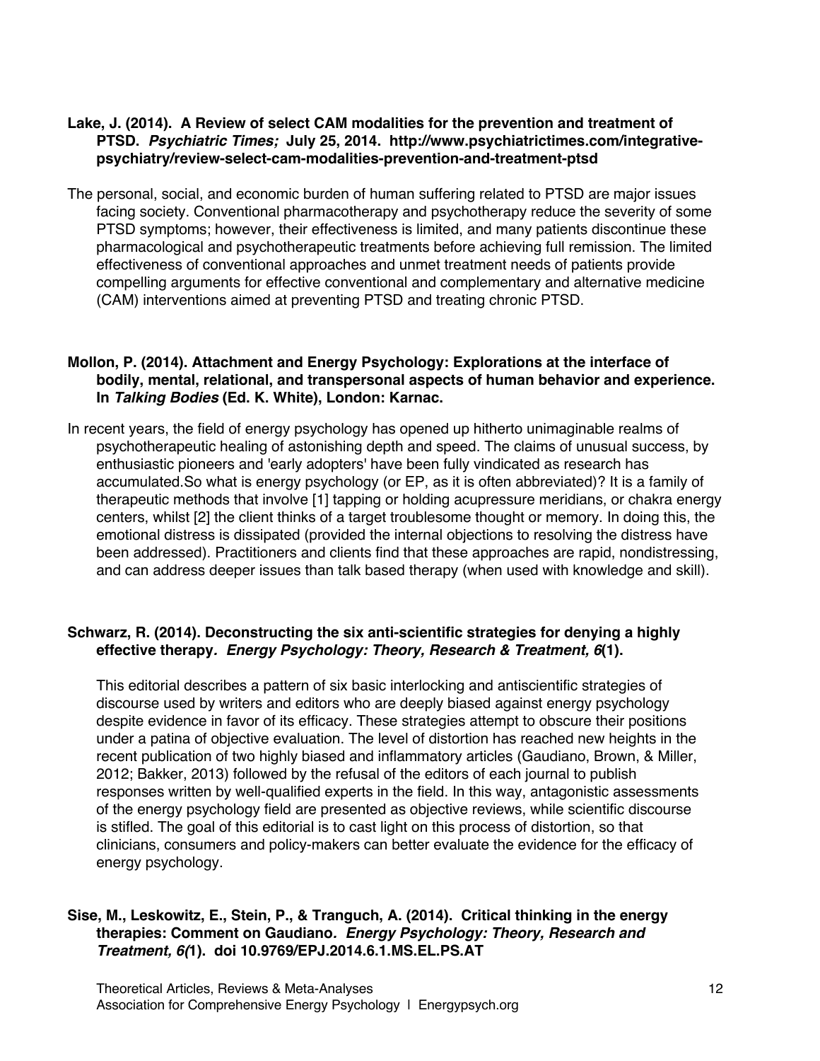**Lake, J. (2014). A Review of select CAM modalities for the prevention and treatment of PTSD. *Psychiatric Times;* July 25, 2014. http://www.psychiatrictimes.com/integrative-psychiatry/review-select-cam-modalities-prevention-and-treatment-ptsd**

The personal, social, and economic burden of human suffering related to PTSD are major issues facing society. Conventional pharmacotherapy and psychotherapy reduce the severity of some PTSD symptoms; however, their effectiveness is limited, and many patients discontinue these pharmacological and psychotherapeutic treatments before achieving full remission. The limited effectiveness of conventional approaches and unmet treatment needs of patients provide compelling arguments for effective conventional and complementary and alternative medicine (CAM) interventions aimed at preventing PTSD and treating chronic PTSD.

**Mollon, P. (2014). Attachment and Energy Psychology: Explorations at the interface of bodily, mental, relational, and transpersonal aspects of human behavior and experience. In *Talking Bodies* (Ed. K. White), London: Karnac.**

In recent years, the field of energy psychology has opened up hitherto unimaginable realms of psychotherapeutic healing of astonishing depth and speed. The claims of unusual success, by enthusiastic pioneers and 'early adopters' have been fully vindicated as research has accumulated.So what is energy psychology (or EP, as it is often abbreviated)? It is a family of therapeutic methods that involve [1] tapping or holding acupressure meridians, or chakra energy centers, whilst [2] the client thinks of a target troublesome thought or memory. In doing this, the emotional distress is dissipated (provided the internal objections to resolving the distress have been addressed). Practitioners and clients find that these approaches are rapid, nondistressing, and can address deeper issues than talk based therapy (when used with knowledge and skill).

**Schwarz, R. (2014). Deconstructing the six anti-scientific strategies for denying a highly effective therapy*. Energy Psychology: Theory, Research & Treatment, 6*(1).**

This editorial describes a pattern of six basic interlocking and antiscientific strategies of discourse used by writers and editors who are deeply biased against energy psychology despite evidence in favor of its efficacy. These strategies attempt to obscure their positions under a patina of objective evaluation. The level of distortion has reached new heights in the recent publication of two highly biased and inflammatory articles (Gaudiano, Brown, & Miller, 2012; Bakker, 2013) followed by the refusal of the editors of each journal to publish responses written by well-qualified experts in the field. In this way, antagonistic assessments of the energy psychology field are presented as objective reviews, while scientific discourse is stifled. The goal of this editorial is to cast light on this process of distortion, so that clinicians, consumers and policy-makers can better evaluate the evidence for the efficacy of energy psychology.

**Sise, M., Leskowitz, E., Stein, P., & Tranguch, A. (2014). Critical thinking in the energy therapies: Comment on Gaudiano. *Energy Psychology: Theory, Research and Treatment, 6(*1). doi 10.9769/EPJ.2014.6.1.MS.EL.PS.AT**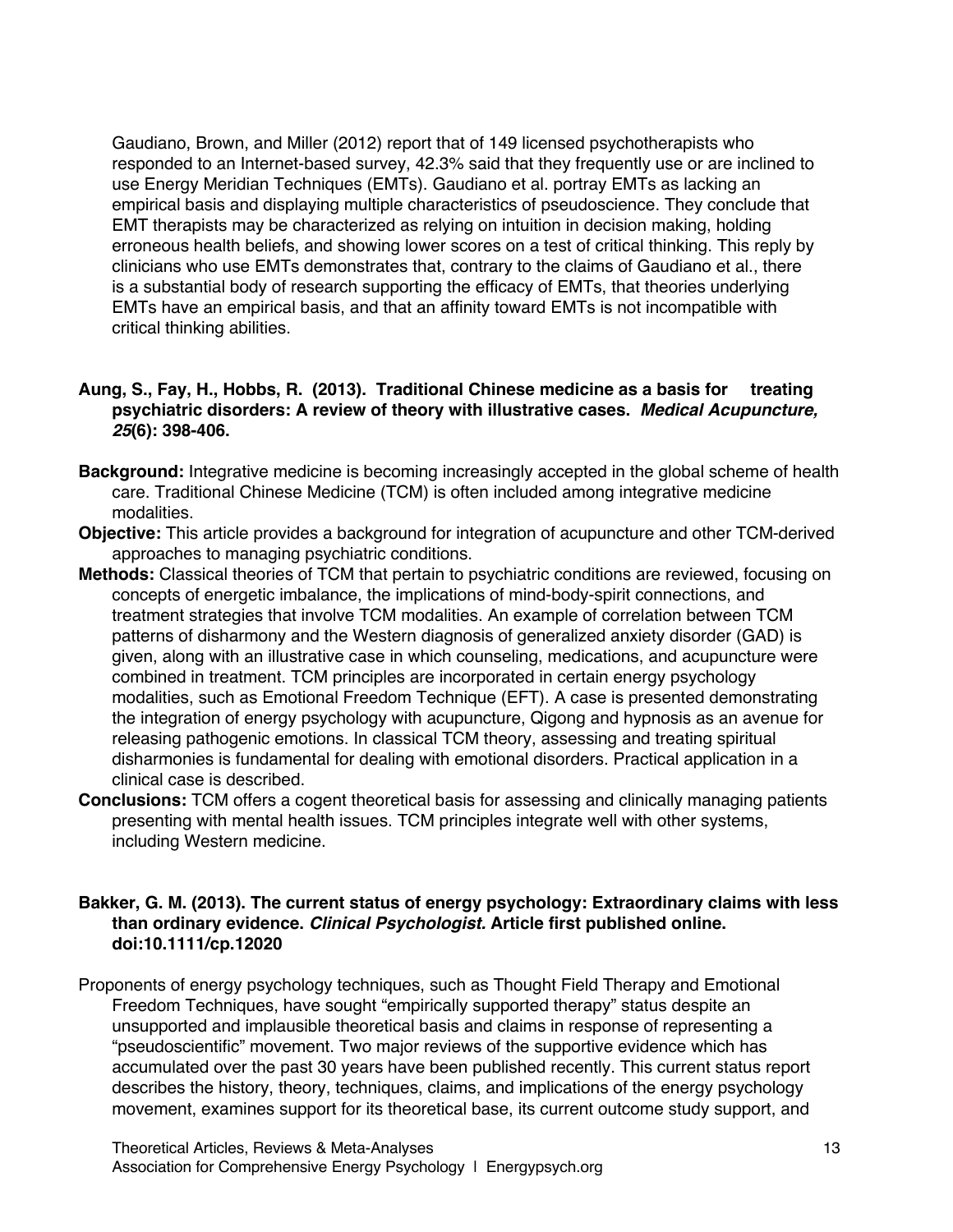Gaudiano, Brown, and Miller (2012) report that of 149 licensed psychotherapists who responded to an Internet-based survey, 42.3% said that they frequently use or are inclined to use Energy Meridian Techniques (EMTs). Gaudiano et al. portray EMTs as lacking an empirical basis and displaying multiple characteristics of pseudoscience. They conclude that EMT therapists may be characterized as relying on intuition in decision making, holding erroneous health beliefs, and showing lower scores on a test of critical thinking. This reply by clinicians who use EMTs demonstrates that, contrary to the claims of Gaudiano et al., there is a substantial body of research supporting the efficacy of EMTs, that theories underlying EMTs have an empirical basis, and that an affinity toward EMTs is not incompatible with critical thinking abilities.

**Aung, S., Fay, H., Hobbs, R. (2013). Traditional Chinese medicine as a basis for treating psychiatric disorders: A review of theory with illustrative cases. *Medical Acupuncture, 25*(6): 398-406.**

**Background:** Integrative medicine is becoming increasingly accepted in the global scheme of health care. Traditional Chinese Medicine (TCM) is often included among integrative medicine modalities.

**Objective:** This article provides a background for integration of acupuncture and other TCM-derived approaches to managing psychiatric conditions.

**Methods:** Classical theories of TCM that pertain to psychiatric conditions are reviewed, focusing on concepts of energetic imbalance, the implications of mind-body-spirit connections, and treatment strategies that involve TCM modalities. An example of correlation between TCM patterns of disharmony and the Western diagnosis of generalized anxiety disorder (GAD) is given, along with an illustrative case in which counseling, medications, and acupuncture were combined in treatment. TCM principles are incorporated in certain energy psychology modalities, such as Emotional Freedom Technique (EFT). A case is presented demonstrating the integration of energy psychology with acupuncture, Qigong and hypnosis as an avenue for releasing pathogenic emotions. In classical TCM theory, assessing and treating spiritual disharmonies is fundamental for dealing with emotional disorders. Practical application in a clinical case is described.

**Conclusions:** TCM offers a cogent theoretical basis for assessing and clinically managing patients presenting with mental health issues. TCM principles integrate well with other systems, including Western medicine.

**Bakker, G. M. (2013). The current status of energy psychology: Extraordinary claims with less than ordinary evidence. *Clinical Psychologist.* Article first published online. doi:10.1111/cp.12020**

Proponents of energy psychology techniques, such as Thought Field Therapy and Emotional Freedom Techniques, have sought "empirically supported therapy" status despite an unsupported and implausible theoretical basis and claims in response of representing a "pseudoscientific" movement. Two major reviews of the supportive evidence which has accumulated over the past 30 years have been published recently. This current status report describes the history, theory, techniques, claims, and implications of the energy psychology movement, examines support for its theoretical base, its current outcome study support, and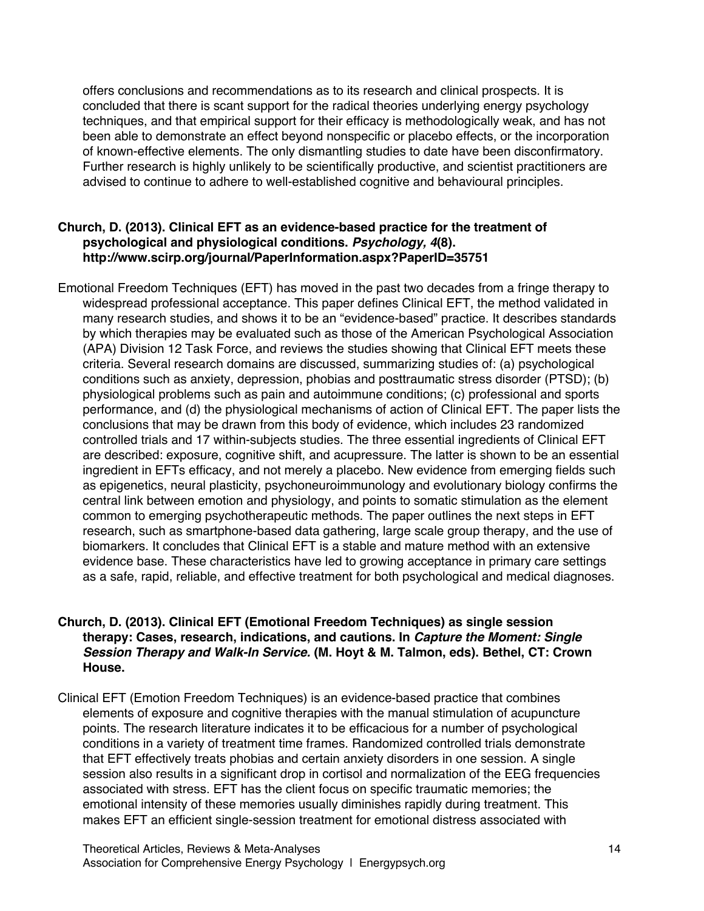offers conclusions and recommendations as to its research and clinical prospects. It is concluded that there is scant support for the radical theories underlying energy psychology techniques, and that empirical support for their efficacy is methodologically weak, and has not been able to demonstrate an effect beyond nonspecific or placebo effects, or the incorporation of known-effective elements. The only dismantling studies to date have been disconfirmatory. Further research is highly unlikely to be scientifically productive, and scientist practitioners are advised to continue to adhere to well-established cognitive and behavioural principles.

**Church, D. (2013). Clinical EFT as an evidence-based practice for the treatment of psychological and physiological conditions. *Psychology, 4*(8). http://www.scirp.org/journal/PaperInformation.aspx?PaperID=35751**

Emotional Freedom Techniques (EFT) has moved in the past two decades from a fringe therapy to widespread professional acceptance. This paper defines Clinical EFT, the method validated in many research studies, and shows it to be an "evidence-based" practice. It describes standards by which therapies may be evaluated such as those of the American Psychological Association (APA) Division 12 Task Force, and reviews the studies showing that Clinical EFT meets these criteria. Several research domains are discussed, summarizing studies of: (a) psychological conditions such as anxiety, depression, phobias and posttraumatic stress disorder (PTSD); (b) physiological problems such as pain and autoimmune conditions; (c) professional and sports performance, and (d) the physiological mechanisms of action of Clinical EFT. The paper lists the conclusions that may be drawn from this body of evidence, which includes 23 randomized controlled trials and 17 within-subjects studies. The three essential ingredients of Clinical EFT are described: exposure, cognitive shift, and acupressure. The latter is shown to be an essential ingredient in EFTs efficacy, and not merely a placebo. New evidence from emerging fields such as epigenetics, neural plasticity, psychoneuroimmunology and evolutionary biology confirms the central link between emotion and physiology, and points to somatic stimulation as the element common to emerging psychotherapeutic methods. The paper outlines the next steps in EFT research, such as smartphone-based data gathering, large scale group therapy, and the use of biomarkers. It concludes that Clinical EFT is a stable and mature method with an extensive evidence base. These characteristics have led to growing acceptance in primary care settings as a safe, rapid, reliable, and effective treatment for both psychological and medical diagnoses.

**Church, D. (2013). Clinical EFT (Emotional Freedom Techniques) as single session therapy: Cases, research, indications, and cautions. In *Capture the Moment: Single Session Therapy and Walk-In Service.* (M. Hoyt & M. Talmon, eds). Bethel, CT: Crown House.**

Clinical EFT (Emotion Freedom Techniques) is an evidence-based practice that combines elements of exposure and cognitive therapies with the manual stimulation of acupuncture points. The research literature indicates it to be efficacious for a number of psychological conditions in a variety of treatment time frames. Randomized controlled trials demonstrate that EFT effectively treats phobias and certain anxiety disorders in one session. A single session also results in a significant drop in cortisol and normalization of the EEG frequencies associated with stress. EFT has the client focus on specific traumatic memories; the emotional intensity of these memories usually diminishes rapidly during treatment. This makes EFT an efficient single-session treatment for emotional distress associated with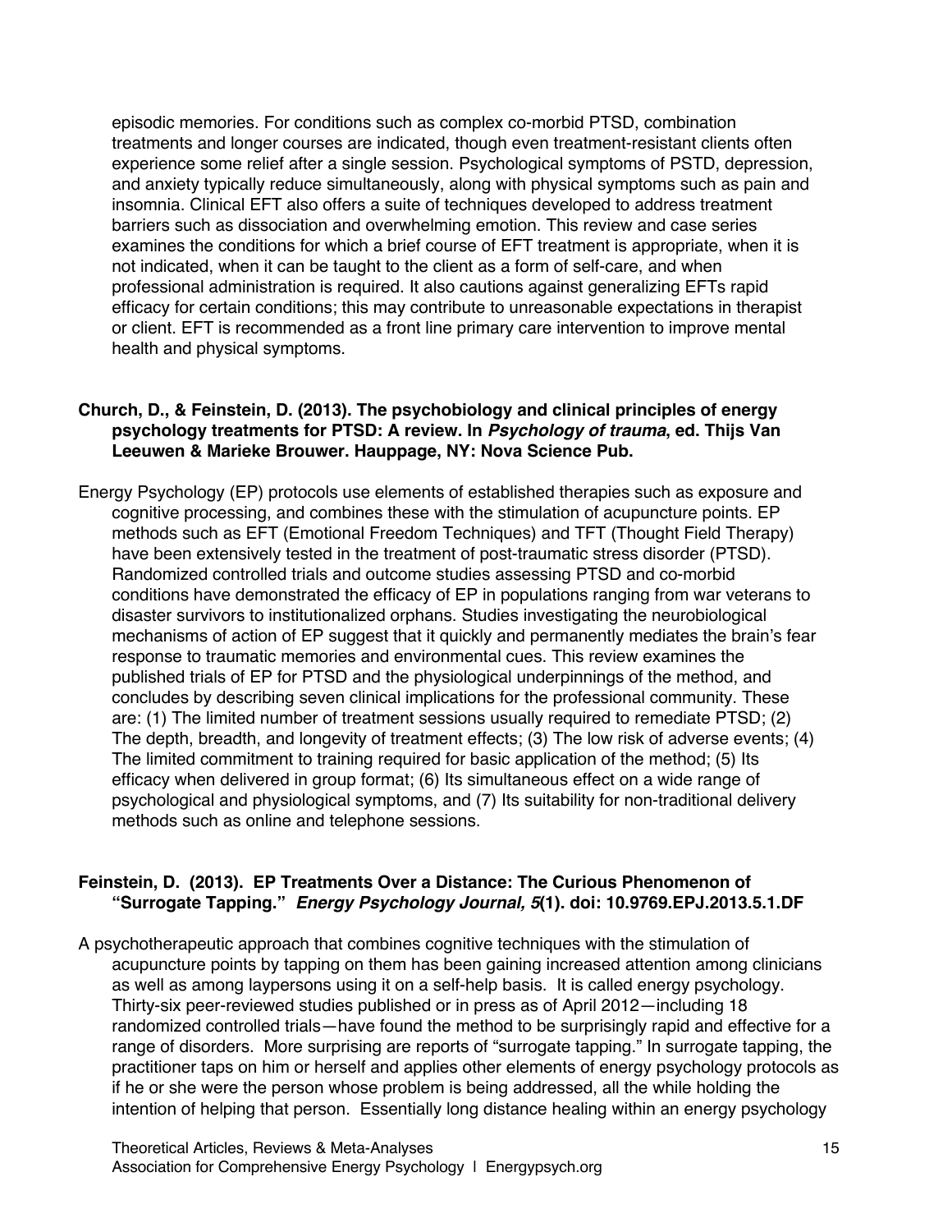episodic memories. For conditions such as complex co-morbid PTSD, combination treatments and longer courses are indicated, though even treatment-resistant clients often experience some relief after a single session. Psychological symptoms of PSTD, depression, and anxiety typically reduce simultaneously, along with physical symptoms such as pain and insomnia. Clinical EFT also offers a suite of techniques developed to address treatment barriers such as dissociation and overwhelming emotion. This review and case series examines the conditions for which a brief course of EFT treatment is appropriate, when it is not indicated, when it can be taught to the client as a form of self-care, and when professional administration is required. It also cautions against generalizing EFTs rapid efficacy for certain conditions; this may contribute to unreasonable expectations in therapist or client. EFT is recommended as a front line primary care intervention to improve mental health and physical symptoms.

**Church, D., & Feinstein, D. (2013). The psychobiology and clinical principles of energy psychology treatments for PTSD: A review. In *Psychology of trauma*, ed. Thijs Van Leeuwen & Marieke Brouwer. Hauppage, NY: Nova Science Pub.**

Energy Psychology (EP) protocols use elements of established therapies such as exposure and cognitive processing, and combines these with the stimulation of acupuncture points. EP methods such as EFT (Emotional Freedom Techniques) and TFT (Thought Field Therapy) have been extensively tested in the treatment of post-traumatic stress disorder (PTSD). Randomized controlled trials and outcome studies assessing PTSD and co-morbid conditions have demonstrated the efficacy of EP in populations ranging from war veterans to disaster survivors to institutionalized orphans. Studies investigating the neurobiological mechanisms of action of EP suggest that it quickly and permanently mediates the brain's fear response to traumatic memories and environmental cues. This review examines the published trials of EP for PTSD and the physiological underpinnings of the method, and concludes by describing seven clinical implications for the professional community. These are: (1) The limited number of treatment sessions usually required to remediate PTSD; (2) The depth, breadth, and longevity of treatment effects; (3) The low risk of adverse events; (4) The limited commitment to training required for basic application of the method; (5) Its efficacy when delivered in group format; (6) Its simultaneous effect on a wide range of psychological and physiological symptoms, and (7) Its suitability for non-traditional delivery methods such as online and telephone sessions.

**Feinstein, D. (2013). EP Treatments Over a Distance: The Curious Phenomenon of "Surrogate Tapping." *Energy Psychology Journal, 5*(1). doi: 10.9769.EPJ.2013.5.1.DF**

A psychotherapeutic approach that combines cognitive techniques with the stimulation of acupuncture points by tapping on them has been gaining increased attention among clinicians as well as among laypersons using it on a self-help basis. It is called energy psychology. Thirty-six peer-reviewed studies published or in press as of April 2012—including 18 randomized controlled trials—have found the method to be surprisingly rapid and effective for a range of disorders. More surprising are reports of "surrogate tapping." In surrogate tapping, the practitioner taps on him or herself and applies other elements of energy psychology protocols as if he or she were the person whose problem is being addressed, all the while holding the intention of helping that person. Essentially long distance healing within an energy psychology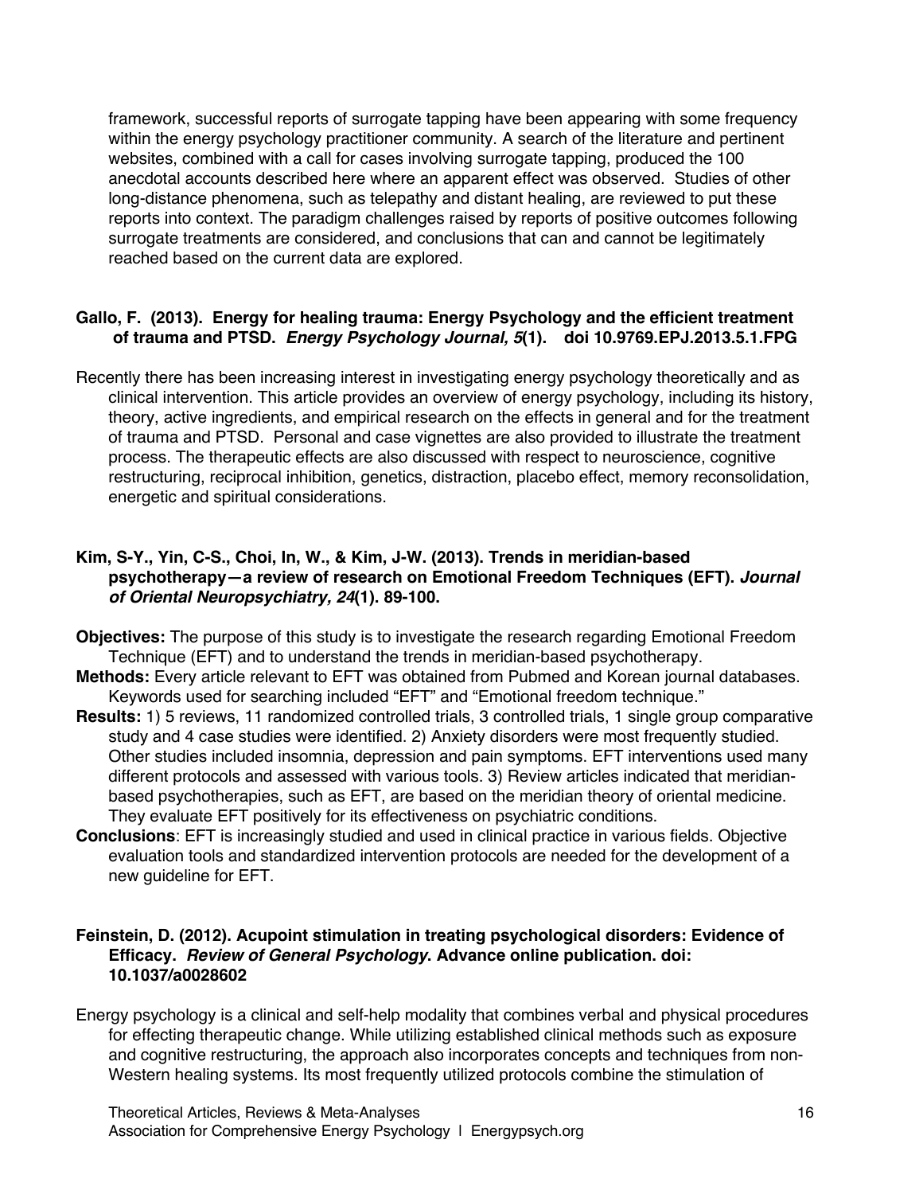framework, successful reports of surrogate tapping have been appearing with some frequency within the energy psychology practitioner community. A search of the literature and pertinent websites, combined with a call for cases involving surrogate tapping, produced the 100 anecdotal accounts described here where an apparent effect was observed. Studies of other long-distance phenomena, such as telepathy and distant healing, are reviewed to put these reports into context. The paradigm challenges raised by reports of positive outcomes following surrogate treatments are considered, and conclusions that can and cannot be legitimately reached based on the current data are explored.

**Gallo, F. (2013). Energy for healing trauma: Energy Psychology and the efficient treatment of trauma and PTSD. *Energy Psychology Journal, 5*(1). doi 10.9769.EPJ.2013.5.1.FPG**

Recently there has been increasing interest in investigating energy psychology theoretically and as clinical intervention. This article provides an overview of energy psychology, including its history, theory, active ingredients, and empirical research on the effects in general and for the treatment of trauma and PTSD. Personal and case vignettes are also provided to illustrate the treatment process. The therapeutic effects are also discussed with respect to neuroscience, cognitive restructuring, reciprocal inhibition, genetics, distraction, placebo effect, memory reconsolidation, energetic and spiritual considerations.

**Kim, S-Y., Yin, C-S., Choi, In, W., & Kim, J-W. (2013). Trends in meridian-based psychotherapy—a review of research on Emotional Freedom Techniques (EFT). *Journal of Oriental Neuropsychiatry, 24*(1). 89-100.**

**Objectives:** The purpose of this study is to investigate the research regarding Emotional Freedom Technique (EFT) and to understand the trends in meridian-based psychotherapy.

**Methods:** Every article relevant to EFT was obtained from Pubmed and Korean journal databases. Keywords used for searching included "EFT" and "Emotional freedom technique."

**Results:** 1) 5 reviews, 11 randomized controlled trials, 3 controlled trials, 1 single group comparative study and 4 case studies were identified. 2) Anxiety disorders were most frequently studied. Other studies included insomnia, depression and pain symptoms. EFT interventions used many different protocols and assessed with various tools. 3) Review articles indicated that meridian-based psychotherapies, such as EFT, are based on the meridian theory of oriental medicine. They evaluate EFT positively for its effectiveness on psychiatric conditions.

**Conclusions**: EFT is increasingly studied and used in clinical practice in various fields. Objective evaluation tools and standardized intervention protocols are needed for the development of a new guideline for EFT.

**Feinstein, D. (2012). Acupoint stimulation in treating psychological disorders: Evidence of Efficacy. *Review of General Psychology*. Advance online publication. doi: 10.1037/a0028602**

Energy psychology is a clinical and self-help modality that combines verbal and physical procedures for effecting therapeutic change. While utilizing established clinical methods such as exposure and cognitive restructuring, the approach also incorporates concepts and techniques from non-Western healing systems. Its most frequently utilized protocols combine the stimulation of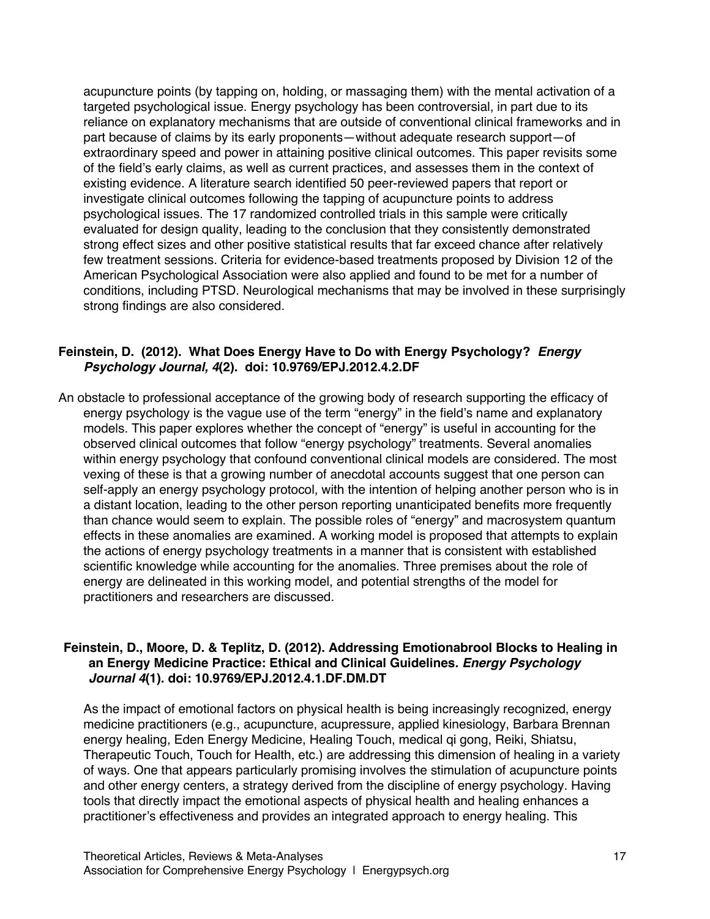acupuncture points (by tapping on, holding, or massaging them) with the mental activation of a targeted psychological issue. Energy psychology has been controversial, in part due to its reliance on explanatory mechanisms that are outside of conventional clinical frameworks and in part because of claims by its early proponents—without adequate research support—of extraordinary speed and power in attaining positive clinical outcomes. This paper revisits some of the field's early claims, as well as current practices, and assesses them in the context of existing evidence. A literature search identified 50 peer-reviewed papers that report or investigate clinical outcomes following the tapping of acupuncture points to address psychological issues. The 17 randomized controlled trials in this sample were critically evaluated for design quality, leading to the conclusion that they consistently demonstrated strong effect sizes and other positive statistical results that far exceed chance after relatively few treatment sessions. Criteria for evidence-based treatments proposed by Division 12 of the American Psychological Association were also applied and found to be met for a number of conditions, including PTSD. Neurological mechanisms that may be involved in these surprisingly strong findings are also considered.

**Feinstein, D. (2012). What Does Energy Have to Do with Energy Psychology? *Energy Psychology Journal, 4*(2). doi: 10.9769/EPJ.2012.4.2.DF**

An obstacle to professional acceptance of the growing body of research supporting the efficacy of energy psychology is the vague use of the term "energy" in the field's name and explanatory models. This paper explores whether the concept of "energy" is useful in accounting for the observed clinical outcomes that follow "energy psychology" treatments. Several anomalies within energy psychology that confound conventional clinical models are considered. The most vexing of these is that a growing number of anecdotal accounts suggest that one person can self-apply an energy psychology protocol, with the intention of helping another person who is in a distant location, leading to the other person reporting unanticipated benefits more frequently than chance would seem to explain. The possible roles of "energy" and macrosystem quantum effects in these anomalies are examined. A working model is proposed that attempts to explain the actions of energy psychology treatments in a manner that is consistent with established scientific knowledge while accounting for the anomalies. Three premises about the role of energy are delineated in this working model, and potential strengths of the model for practitioners and researchers are discussed.

**Feinstein, D., Moore, D. & Teplitz, D. (2012). Addressing Emotionabrool Blocks to Healing in an Energy Medicine Practice: Ethical and Clinical Guidelines. *Energy Psychology Journal 4*(1). doi: 10.9769/EPJ.2012.4.1.DF.DM.DT**

As the impact of emotional factors on physical health is being increasingly recognized, energy medicine practitioners (e.g., acupuncture, acupressure, applied kinesiology, Barbara Brennan energy healing, Eden Energy Medicine, Healing Touch, medical qi gong, Reiki, Shiatsu, Therapeutic Touch, Touch for Health, etc.) are addressing this dimension of healing in a variety of ways. One that appears particularly promising involves the stimulation of acupuncture points and other energy centers, a strategy derived from the discipline of energy psychology. Having tools that directly impact the emotional aspects of physical health and healing enhances a practitioner's effectiveness and provides an integrated approach to energy healing. This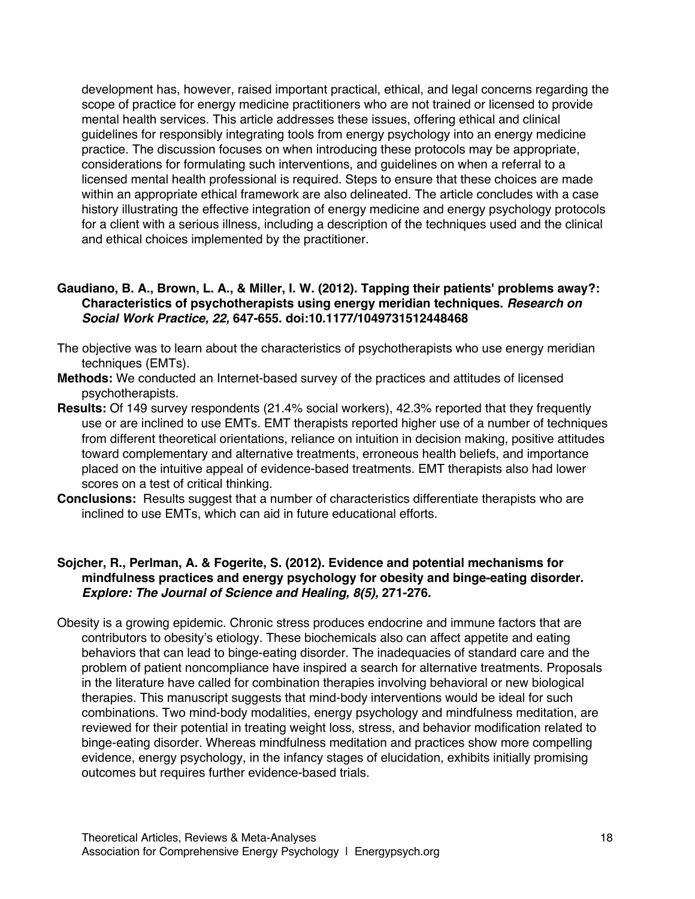development has, however, raised important practical, ethical, and legal concerns regarding the scope of practice for energy medicine practitioners who are not trained or licensed to provide mental health services. This article addresses these issues, offering ethical and clinical guidelines for responsibly integrating tools from energy psychology into an energy medicine practice. The discussion focuses on when introducing these protocols may be appropriate, considerations for formulating such interventions, and guidelines on when a referral to a licensed mental health professional is required. Steps to ensure that these choices are made within an appropriate ethical framework are also delineated. The article concludes with a case history illustrating the effective integration of energy medicine and energy psychology protocols for a client with a serious illness, including a description of the techniques used and the clinical and ethical choices implemented by the practitioner.

**Gaudiano, B. A., Brown, L. A., & Miller, I. W. (2012). Tapping their patients' problems away?: Characteristics of psychotherapists using energy meridian techniques. *Research on Social Work Practice, 22,* 647-655. doi:10.1177/1049731512448468**

The objective was to learn about the characteristics of psychotherapists who use energy meridian techniques (EMTs).

**Methods:** We conducted an Internet-based survey of the practices and attitudes of licensed psychotherapists.

**Results:** Of 149 survey respondents (21.4% social workers), 42.3% reported that they frequently use or are inclined to use EMTs. EMT therapists reported higher use of a number of techniques from different theoretical orientations, reliance on intuition in decision making, positive attitudes toward complementary and alternative treatments, erroneous health beliefs, and importance placed on the intuitive appeal of evidence-based treatments. EMT therapists also had lower scores on a test of critical thinking.

**Conclusions:** Results suggest that a number of characteristics differentiate therapists who are inclined to use EMTs, which can aid in future educational efforts.

**Sojcher, R., Perlman, A. & Fogerite, S. (2012). Evidence and potential mechanisms for mindfulness practices and energy psychology for obesity and binge-eating disorder. *Explore: The Journal of Science and Healing, 8(5),* 271-276.**

Obesity is a growing epidemic. Chronic stress produces endocrine and immune factors that are contributors to obesity's etiology. These biochemicals also can affect appetite and eating behaviors that can lead to binge-eating disorder. The inadequacies of standard care and the problem of patient noncompliance have inspired a search for alternative treatments. Proposals in the literature have called for combination therapies involving behavioral or new biological therapies. This manuscript suggests that mind-body interventions would be ideal for such combinations. Two mind-body modalities, energy psychology and mindfulness meditation, are reviewed for their potential in treating weight loss, stress, and behavior modification related to binge-eating disorder. Whereas mindfulness meditation and practices show more compelling evidence, energy psychology, in the infancy stages of elucidation, exhibits initially promising outcomes but requires further evidence-based trials.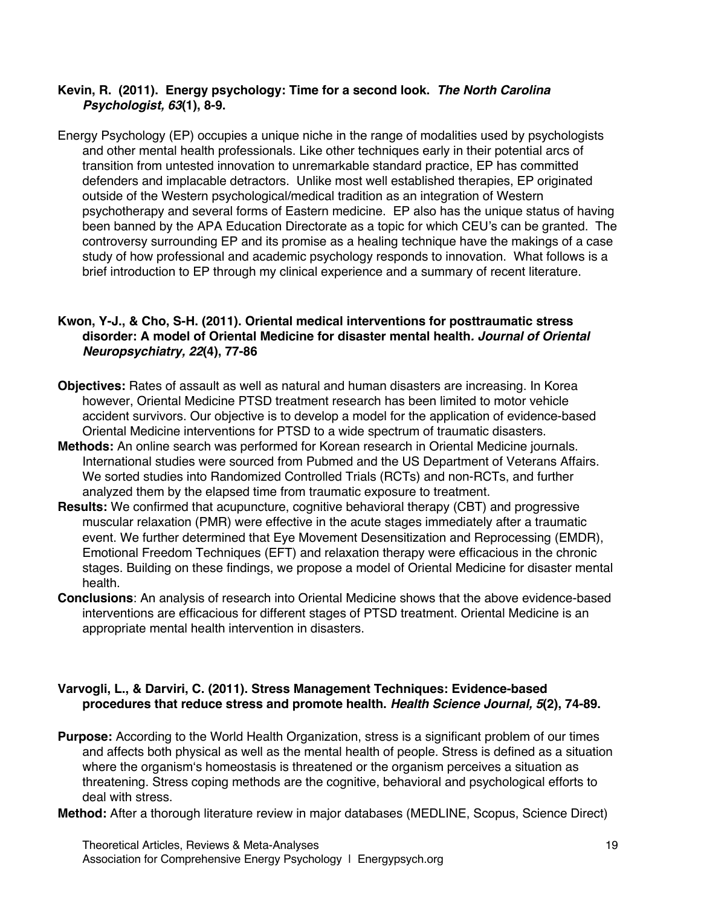**Kevin, R. (2011). Energy psychology: Time for a second look. *The North Carolina Psychologist, 63*(1), 8-9.**

Energy Psychology (EP) occupies a unique niche in the range of modalities used by psychologists and other mental health professionals. Like other techniques early in their potential arcs of transition from untested innovation to unremarkable standard practice, EP has committed defenders and implacable detractors. Unlike most well established therapies, EP originated outside of the Western psychological/medical tradition as an integration of Western psychotherapy and several forms of Eastern medicine. EP also has the unique status of having been banned by the APA Education Directorate as a topic for which CEU's can be granted. The controversy surrounding EP and its promise as a healing technique have the makings of a case study of how professional and academic psychology responds to innovation. What follows is a brief introduction to EP through my clinical experience and a summary of recent literature.

**Kwon, Y-J., & Cho, S-H. (2011). Oriental medical interventions for posttraumatic stress disorder: A model of Oriental Medicine for disaster mental health. *Journal of Oriental Neuropsychiatry, 22*(4), 77-86**

**Objectives:** Rates of assault as well as natural and human disasters are increasing. In Korea however, Oriental Medicine PTSD treatment research has been limited to motor vehicle accident survivors. Our objective is to develop a model for the application of evidence-based Oriental Medicine interventions for PTSD to a wide spectrum of traumatic disasters.

**Methods:** An online search was performed for Korean research in Oriental Medicine journals. International studies were sourced from Pubmed and the US Department of Veterans Affairs. We sorted studies into Randomized Controlled Trials (RCTs) and non-RCTs, and further analyzed them by the elapsed time from traumatic exposure to treatment.

**Results:** We confirmed that acupuncture, cognitive behavioral therapy (CBT) and progressive muscular relaxation (PMR) were effective in the acute stages immediately after a traumatic event. We further determined that Eye Movement Desensitization and Reprocessing (EMDR), Emotional Freedom Techniques (EFT) and relaxation therapy were efficacious in the chronic stages. Building on these findings, we propose a model of Oriental Medicine for disaster mental health.

**Conclusions**: An analysis of research into Oriental Medicine shows that the above evidence-based interventions are efficacious for different stages of PTSD treatment. Oriental Medicine is an appropriate mental health intervention in disasters.

**Varvogli, L., & Darviri, C. (2011). Stress Management Techniques: Evidence-based procedures that reduce stress and promote health. *Health Science Journal, 5*(2), 74-89.**

**Purpose:** According to the World Health Organization, stress is a significant problem of our times and affects both physical as well as the mental health of people. Stress is defined as a situation where the organism's homeostasis is threatened or the organism perceives a situation as threatening. Stress coping methods are the cognitive, behavioral and psychological efforts to deal with stress.

**Method:** After a thorough literature review in major databases (MEDLINE, Scopus, Science Direct)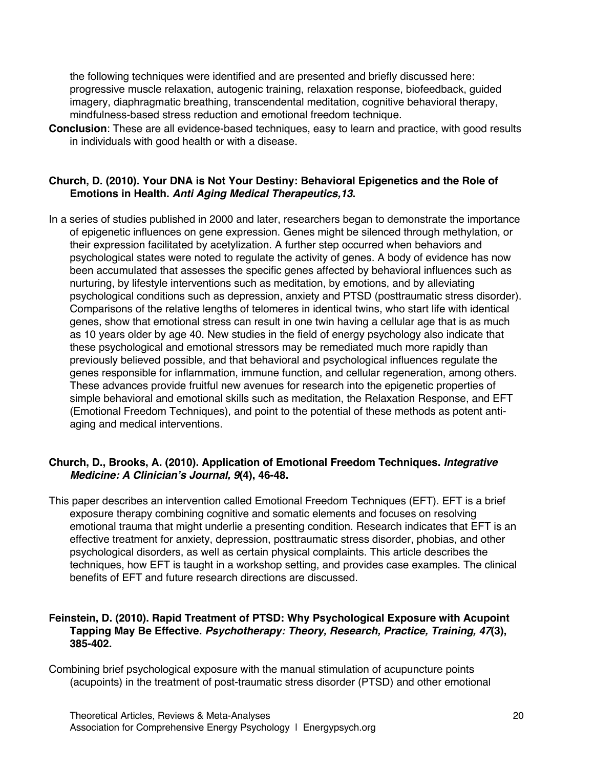the following techniques were identified and are presented and briefly discussed here: progressive muscle relaxation, autogenic training, relaxation response, biofeedback, guided imagery, diaphragmatic breathing, transcendental meditation, cognitive behavioral therapy, mindfulness-based stress reduction and emotional freedom technique.

**Conclusion**: These are all evidence-based techniques, easy to learn and practice, with good results in individuals with good health or with a disease.

**Church, D. (2010). Your DNA is Not Your Destiny: Behavioral Epigenetics and the Role of Emotions in Health. *Anti Aging Medical Therapeutics,13*.**

In a series of studies published in 2000 and later, researchers began to demonstrate the importance of epigenetic influences on gene expression. Genes might be silenced through methylation, or their expression facilitated by acetylization. A further step occurred when behaviors and psychological states were noted to regulate the activity of genes. A body of evidence has now been accumulated that assesses the specific genes affected by behavioral influences such as nurturing, by lifestyle interventions such as meditation, by emotions, and by alleviating psychological conditions such as depression, anxiety and PTSD (posttraumatic stress disorder). Comparisons of the relative lengths of telomeres in identical twins, who start life with identical genes, show that emotional stress can result in one twin having a cellular age that is as much as 10 years older by age 40. New studies in the field of energy psychology also indicate that these psychological and emotional stressors may be remediated much more rapidly than previously believed possible, and that behavioral and psychological influences regulate the genes responsible for inflammation, immune function, and cellular regeneration, among others. These advances provide fruitful new avenues for research into the epigenetic properties of simple behavioral and emotional skills such as meditation, the Relaxation Response, and EFT (Emotional Freedom Techniques), and point to the potential of these methods as potent anti-aging and medical interventions.

**Church, D., Brooks, A. (2010). Application of Emotional Freedom Techniques. *Integrative Medicine: A Clinician's Journal, 9*(4), 46-48.**

This paper describes an intervention called Emotional Freedom Techniques (EFT). EFT is a brief exposure therapy combining cognitive and somatic elements and focuses on resolving emotional trauma that might underlie a presenting condition. Research indicates that EFT is an effective treatment for anxiety, depression, posttraumatic stress disorder, phobias, and other psychological disorders, as well as certain physical complaints. This article describes the techniques, how EFT is taught in a workshop setting, and provides case examples. The clinical benefits of EFT and future research directions are discussed.

**Feinstein, D. (2010). Rapid Treatment of PTSD: Why Psychological Exposure with Acupoint Tapping May Be Effective. *Psychotherapy: Theory, Research, Practice, Training, 47*(3), 385-402.**

Combining brief psychological exposure with the manual stimulation of acupuncture points (acupoints) in the treatment of post-traumatic stress disorder (PTSD) and other emotional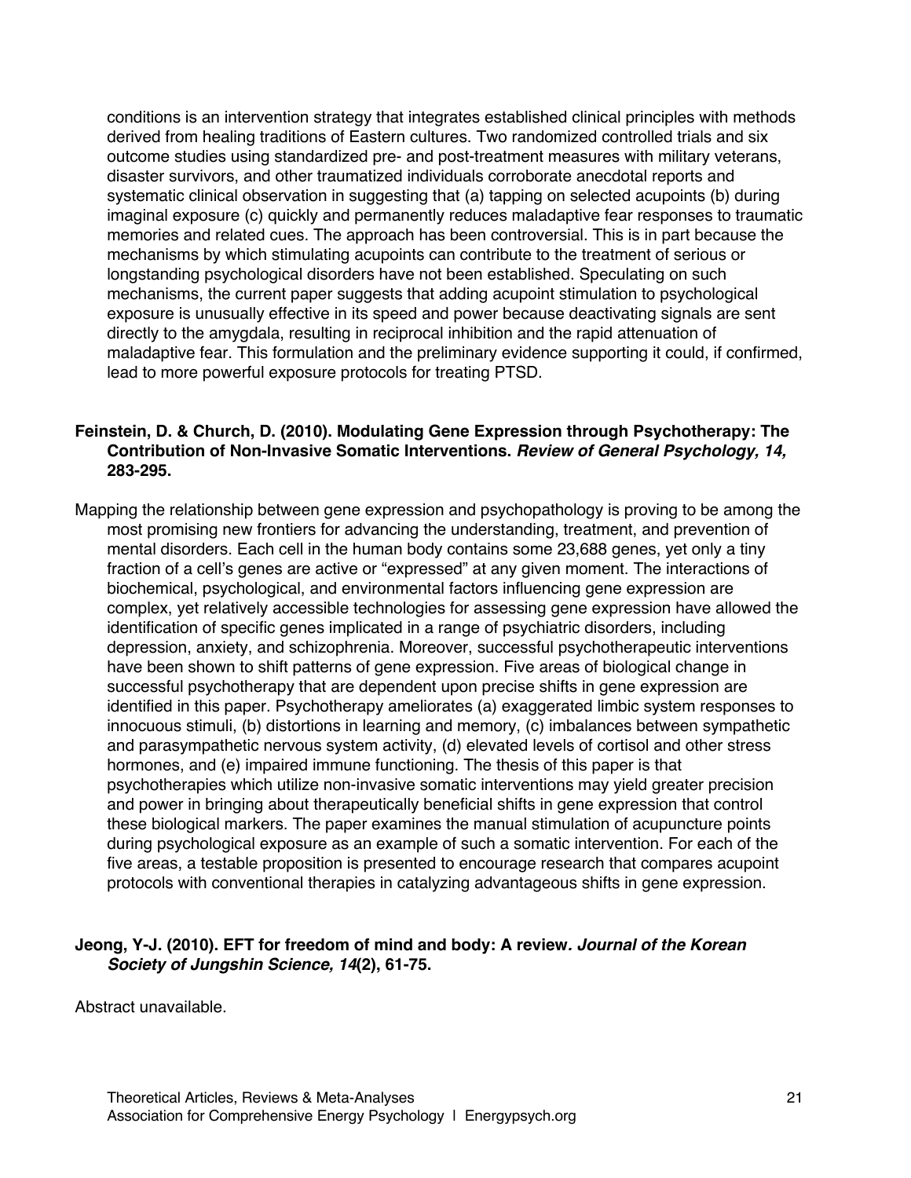conditions is an intervention strategy that integrates established clinical principles with methods derived from healing traditions of Eastern cultures. Two randomized controlled trials and six outcome studies using standardized pre- and post-treatment measures with military veterans, disaster survivors, and other traumatized individuals corroborate anecdotal reports and systematic clinical observation in suggesting that (a) tapping on selected acupoints (b) during imaginal exposure (c) quickly and permanently reduces maladaptive fear responses to traumatic memories and related cues. The approach has been controversial. This is in part because the mechanisms by which stimulating acupoints can contribute to the treatment of serious or longstanding psychological disorders have not been established. Speculating on such mechanisms, the current paper suggests that adding acupoint stimulation to psychological exposure is unusually effective in its speed and power because deactivating signals are sent directly to the amygdala, resulting in reciprocal inhibition and the rapid attenuation of maladaptive fear. This formulation and the preliminary evidence supporting it could, if confirmed, lead to more powerful exposure protocols for treating PTSD.

**Feinstein, D. & Church, D. (2010). Modulating Gene Expression through Psychotherapy: The Contribution of Non-Invasive Somatic Interventions. *Review of General Psychology, 14,* 283-295.**

Mapping the relationship between gene expression and psychopathology is proving to be among the most promising new frontiers for advancing the understanding, treatment, and prevention of mental disorders. Each cell in the human body contains some 23,688 genes, yet only a tiny fraction of a cell's genes are active or "expressed" at any given moment. The interactions of biochemical, psychological, and environmental factors influencing gene expression are complex, yet relatively accessible technologies for assessing gene expression have allowed the identification of specific genes implicated in a range of psychiatric disorders, including depression, anxiety, and schizophrenia. Moreover, successful psychotherapeutic interventions have been shown to shift patterns of gene expression. Five areas of biological change in successful psychotherapy that are dependent upon precise shifts in gene expression are identified in this paper. Psychotherapy ameliorates (a) exaggerated limbic system responses to innocuous stimuli, (b) distortions in learning and memory, (c) imbalances between sympathetic and parasympathetic nervous system activity, (d) elevated levels of cortisol and other stress hormones, and (e) impaired immune functioning. The thesis of this paper is that psychotherapies which utilize non-invasive somatic interventions may yield greater precision and power in bringing about therapeutically beneficial shifts in gene expression that control these biological markers. The paper examines the manual stimulation of acupuncture points during psychological exposure as an example of such a somatic intervention. For each of the five areas, a testable proposition is presented to encourage research that compares acupoint protocols with conventional therapies in catalyzing advantageous shifts in gene expression.

**Jeong, Y-J. (2010). EFT for freedom of mind and body: A review*. Journal of the Korean Society of Jungshin Science, 14*(2), 61-75.**

Abstract unavailable.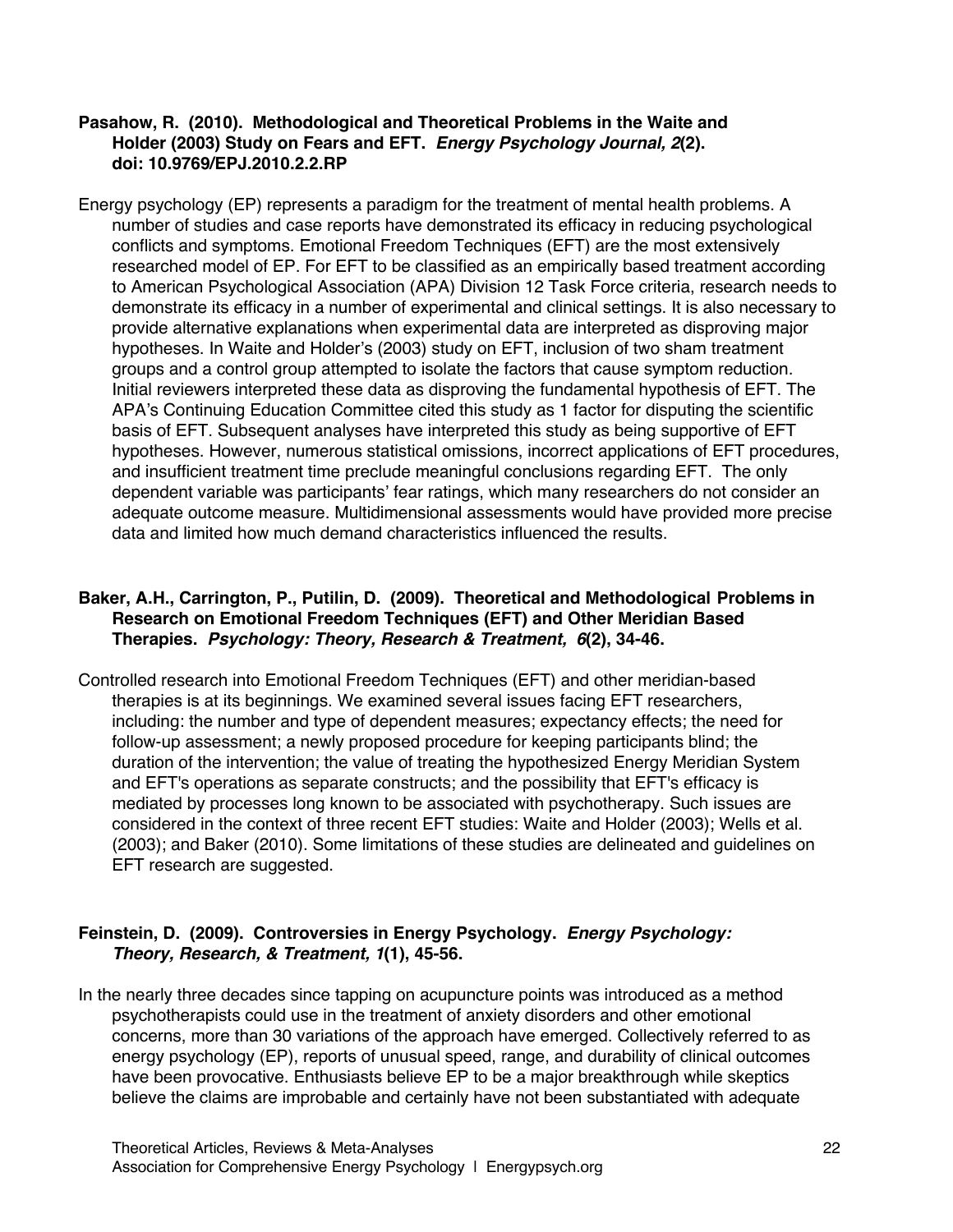**Pasahow, R. (2010). Methodological and Theoretical Problems in the Waite and Holder (2003) Study on Fears and EFT. *Energy Psychology Journal, 2*(2). doi: 10.9769/EPJ.2010.2.2.RP**

Energy psychology (EP) represents a paradigm for the treatment of mental health problems. A number of studies and case reports have demonstrated its efficacy in reducing psychological conflicts and symptoms. Emotional Freedom Techniques (EFT) are the most extensively researched model of EP. For EFT to be classified as an empirically based treatment according to American Psychological Association (APA) Division 12 Task Force criteria, research needs to demonstrate its efficacy in a number of experimental and clinical settings. It is also necessary to provide alternative explanations when experimental data are interpreted as disproving major hypotheses. In Waite and Holder's (2003) study on EFT, inclusion of two sham treatment groups and a control group attempted to isolate the factors that cause symptom reduction. Initial reviewers interpreted these data as disproving the fundamental hypothesis of EFT. The APA's Continuing Education Committee cited this study as 1 factor for disputing the scientific basis of EFT. Subsequent analyses have interpreted this study as being supportive of EFT hypotheses. However, numerous statistical omissions, incorrect applications of EFT procedures, and insufficient treatment time preclude meaningful conclusions regarding EFT. The only dependent variable was participants' fear ratings, which many researchers do not consider an adequate outcome measure. Multidimensional assessments would have provided more precise data and limited how much demand characteristics influenced the results.

**Baker, A.H., Carrington, P., Putilin, D. (2009). Theoretical and Methodological Problems in Research on Emotional Freedom Techniques (EFT) and Other Meridian Based Therapies. *Psychology: Theory, Research & Treatment, 6*(2), 34-46.**

Controlled research into Emotional Freedom Techniques (EFT) and other meridian-based therapies is at its beginnings. We examined several issues facing EFT researchers, including: the number and type of dependent measures; expectancy effects; the need for follow-up assessment; a newly proposed procedure for keeping participants blind; the duration of the intervention; the value of treating the hypothesized Energy Meridian System and EFT's operations as separate constructs; and the possibility that EFT's efficacy is mediated by processes long known to be associated with psychotherapy. Such issues are considered in the context of three recent EFT studies: Waite and Holder (2003); Wells et al. (2003); and Baker (2010). Some limitations of these studies are delineated and guidelines on EFT research are suggested.

**Feinstein, D. (2009). Controversies in Energy Psychology. *Energy Psychology: Theory, Research, & Treatment, 1*(1), 45-56.**

In the nearly three decades since tapping on acupuncture points was introduced as a method psychotherapists could use in the treatment of anxiety disorders and other emotional concerns, more than 30 variations of the approach have emerged. Collectively referred to as energy psychology (EP), reports of unusual speed, range, and durability of clinical outcomes have been provocative. Enthusiasts believe EP to be a major breakthrough while skeptics believe the claims are improbable and certainly have not been substantiated with adequate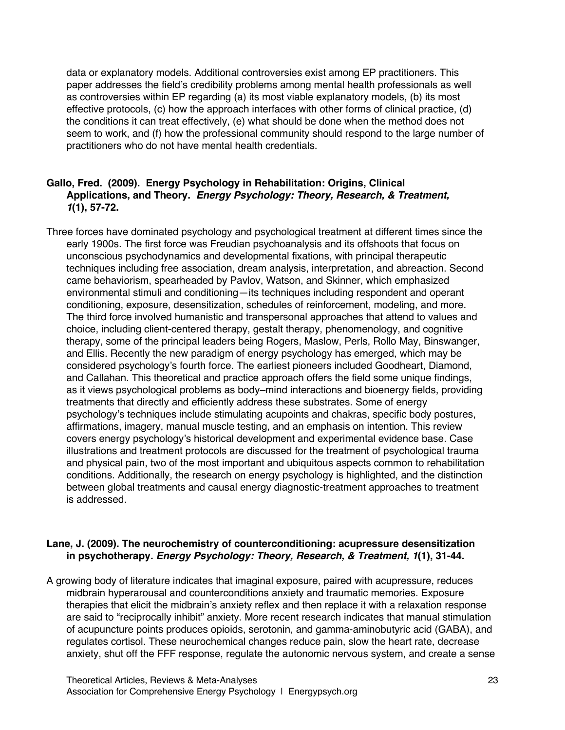data or explanatory models. Additional controversies exist among EP practitioners. This paper addresses the field's credibility problems among mental health professionals as well as controversies within EP regarding (a) its most viable explanatory models, (b) its most effective protocols, (c) how the approach interfaces with other forms of clinical practice, (d) the conditions it can treat effectively, (e) what should be done when the method does not seem to work, and (f) how the professional community should respond to the large number of practitioners who do not have mental health credentials.

**Gallo, Fred. (2009). Energy Psychology in Rehabilitation: Origins, Clinical Applications, and Theory. *Energy Psychology: Theory, Research, & Treatment, 1*(1), 57-72.**

Three forces have dominated psychology and psychological treatment at different times since the early 1900s. The first force was Freudian psychoanalysis and its offshoots that focus on unconscious psychodynamics and developmental fixations, with principal therapeutic techniques including free association, dream analysis, interpretation, and abreaction. Second came behaviorism, spearheaded by Pavlov, Watson, and Skinner, which emphasized environmental stimuli and conditioning—its techniques including respondent and operant conditioning, exposure, desensitization, schedules of reinforcement, modeling, and more. The third force involved humanistic and transpersonal approaches that attend to values and choice, including client-centered therapy, gestalt therapy, phenomenology, and cognitive therapy, some of the principal leaders being Rogers, Maslow, Perls, Rollo May, Binswanger, and Ellis. Recently the new paradigm of energy psychology has emerged, which may be considered psychology's fourth force. The earliest pioneers included Goodheart, Diamond, and Callahan. This theoretical and practice approach offers the field some unique findings, as it views psychological problems as body–mind interactions and bioenergy fields, providing treatments that directly and efficiently address these substrates. Some of energy psychology's techniques include stimulating acupoints and chakras, specific body postures, affirmations, imagery, manual muscle testing, and an emphasis on intention. This review covers energy psychology's historical development and experimental evidence base. Case illustrations and treatment protocols are discussed for the treatment of psychological trauma and physical pain, two of the most important and ubiquitous aspects common to rehabilitation conditions. Additionally, the research on energy psychology is highlighted, and the distinction between global treatments and causal energy diagnostic-treatment approaches to treatment is addressed.

**Lane, J. (2009). The neurochemistry of counterconditioning: acupressure desensitization in psychotherapy. *Energy Psychology: Theory, Research, & Treatment, 1*(1), 31-44.**

A growing body of literature indicates that imaginal exposure, paired with acupressure, reduces midbrain hyperarousal and counterconditions anxiety and traumatic memories. Exposure therapies that elicit the midbrain's anxiety reflex and then replace it with a relaxation response are said to "reciprocally inhibit" anxiety. More recent research indicates that manual stimulation of acupuncture points produces opioids, serotonin, and gamma-aminobutyric acid (GABA), and regulates cortisol. These neurochemical changes reduce pain, slow the heart rate, decrease anxiety, shut off the FFF response, regulate the autonomic nervous system, and create a sense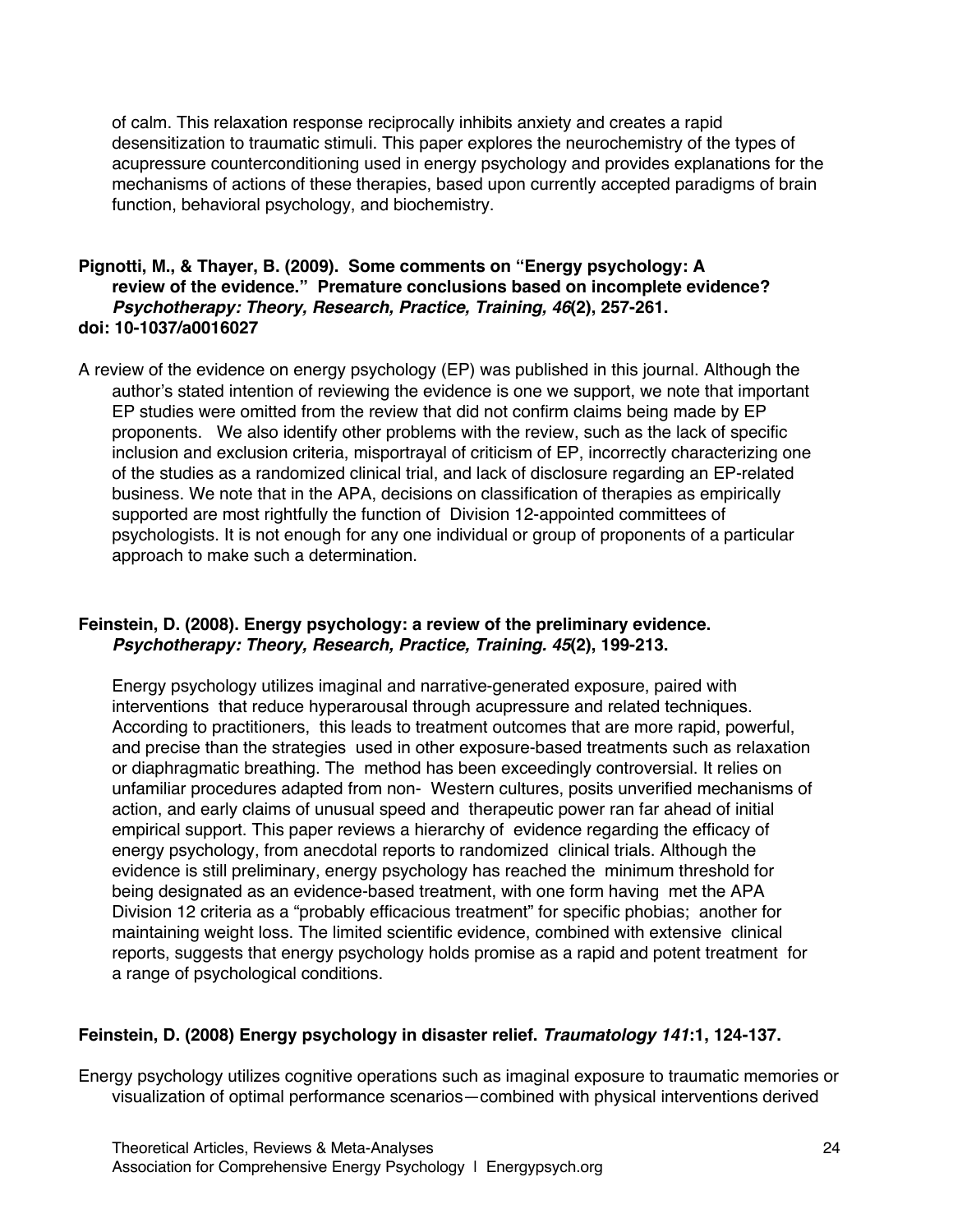of calm. This relaxation response reciprocally inhibits anxiety and creates a rapid desensitization to traumatic stimuli. This paper explores the neurochemistry of the types of acupressure counterconditioning used in energy psychology and provides explanations for the mechanisms of actions of these therapies, based upon currently accepted paradigms of brain function, behavioral psychology, and biochemistry.

**Pignotti, M., & Thayer, B. (2009). Some comments on "Energy psychology: A review of the evidence." Premature conclusions based on incomplete evidence? *Psychotherapy: Theory, Research, Practice, Training, 46*(2), 257-261.**
**doi: 10-1037/a0016027**

A review of the evidence on energy psychology (EP) was published in this journal. Although the author's stated intention of reviewing the evidence is one we support, we note that important EP studies were omitted from the review that did not confirm claims being made by EP proponents. We also identify other problems with the review, such as the lack of specific inclusion and exclusion criteria, misportrayal of criticism of EP, incorrectly characterizing one of the studies as a randomized clinical trial, and lack of disclosure regarding an EP-related business. We note that in the APA, decisions on classification of therapies as empirically supported are most rightfully the function of Division 12-appointed committees of psychologists. It is not enough for any one individual or group of proponents of a particular approach to make such a determination.

**Feinstein, D. (2008). Energy psychology: a review of the preliminary evidence. *Psychotherapy: Theory, Research, Practice, Training. 45*(2), 199-213.**

Energy psychology utilizes imaginal and narrative-generated exposure, paired with interventions that reduce hyperarousal through acupressure and related techniques. According to practitioners, this leads to treatment outcomes that are more rapid, powerful, and precise than the strategies used in other exposure-based treatments such as relaxation or diaphragmatic breathing. The method has been exceedingly controversial. It relies on unfamiliar procedures adapted from non- Western cultures, posits unverified mechanisms of action, and early claims of unusual speed and therapeutic power ran far ahead of initial empirical support. This paper reviews a hierarchy of evidence regarding the efficacy of energy psychology, from anecdotal reports to randomized clinical trials. Although the evidence is still preliminary, energy psychology has reached the minimum threshold for being designated as an evidence-based treatment, with one form having met the APA Division 12 criteria as a "probably efficacious treatment" for specific phobias; another for maintaining weight loss. The limited scientific evidence, combined with extensive clinical reports, suggests that energy psychology holds promise as a rapid and potent treatment for a range of psychological conditions.

**Feinstein, D. (2008) Energy psychology in disaster relief. *Traumatology 141*:1, 124-137.**

Energy psychology utilizes cognitive operations such as imaginal exposure to traumatic memories or visualization of optimal performance scenarios—combined with physical interventions derived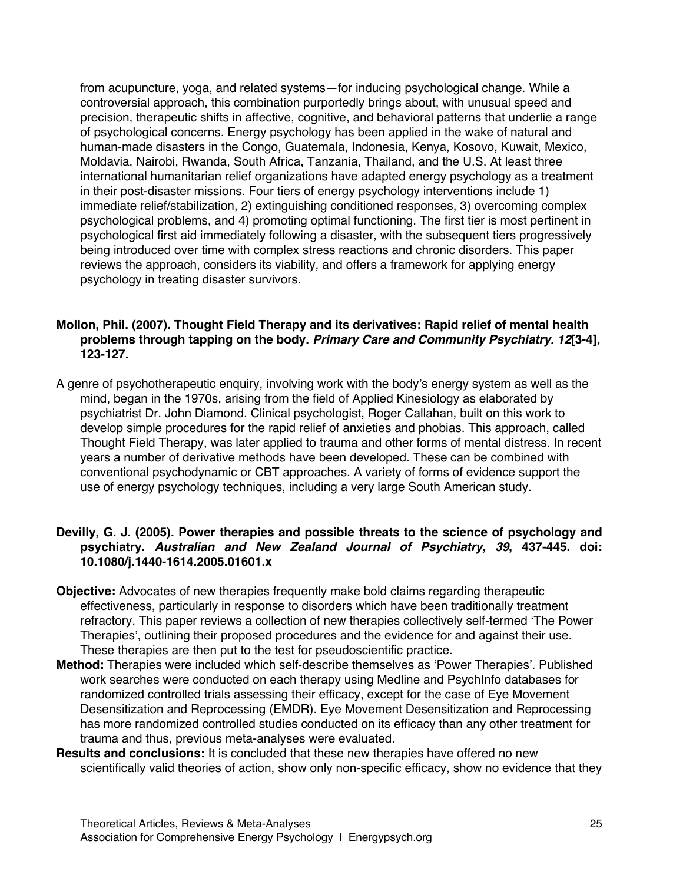from acupuncture, yoga, and related systems—for inducing psychological change. While a controversial approach, this combination purportedly brings about, with unusual speed and precision, therapeutic shifts in affective, cognitive, and behavioral patterns that underlie a range of psychological concerns. Energy psychology has been applied in the wake of natural and human-made disasters in the Congo, Guatemala, Indonesia, Kenya, Kosovo, Kuwait, Mexico, Moldavia, Nairobi, Rwanda, South Africa, Tanzania, Thailand, and the U.S. At least three international humanitarian relief organizations have adapted energy psychology as a treatment in their post-disaster missions. Four tiers of energy psychology interventions include 1) immediate relief/stabilization, 2) extinguishing conditioned responses, 3) overcoming complex psychological problems, and 4) promoting optimal functioning. The first tier is most pertinent in psychological first aid immediately following a disaster, with the subsequent tiers progressively being introduced over time with complex stress reactions and chronic disorders. This paper reviews the approach, considers its viability, and offers a framework for applying energy psychology in treating disaster survivors.

**Mollon, Phil. (2007). Thought Field Therapy and its derivatives: Rapid relief of mental health problems through tapping on the body. *Primary Care and Community Psychiatry. 12*[3-4], 123-127.**

A genre of psychotherapeutic enquiry, involving work with the body's energy system as well as the mind, began in the 1970s, arising from the field of Applied Kinesiology as elaborated by psychiatrist Dr. John Diamond. Clinical psychologist, Roger Callahan, built on this work to develop simple procedures for the rapid relief of anxieties and phobias. This approach, called Thought Field Therapy, was later applied to trauma and other forms of mental distress. In recent years a number of derivative methods have been developed. These can be combined with conventional psychodynamic or CBT approaches. A variety of forms of evidence support the use of energy psychology techniques, including a very large South American study.

**Devilly, G. J. (2005). Power therapies and possible threats to the science of psychology and psychiatry. *Australian and New Zealand Journal of Psychiatry, 39*, 437-445. doi: 10.1080/j.1440-1614.2005.01601.x**

**Objective:** Advocates of new therapies frequently make bold claims regarding therapeutic effectiveness, particularly in response to disorders which have been traditionally treatment refractory. This paper reviews a collection of new therapies collectively self-termed 'The Power Therapies', outlining their proposed procedures and the evidence for and against their use. These therapies are then put to the test for pseudoscientific practice.

**Method:** Therapies were included which self-describe themselves as 'Power Therapies'. Published work searches were conducted on each therapy using Medline and PsychInfo databases for randomized controlled trials assessing their efficacy, except for the case of Eye Movement Desensitization and Reprocessing (EMDR). Eye Movement Desensitization and Reprocessing has more randomized controlled studies conducted on its efficacy than any other treatment for trauma and thus, previous meta-analyses were evaluated.

**Results and conclusions:** It is concluded that these new therapies have offered no new scientifically valid theories of action, show only non-specific efficacy, show no evidence that they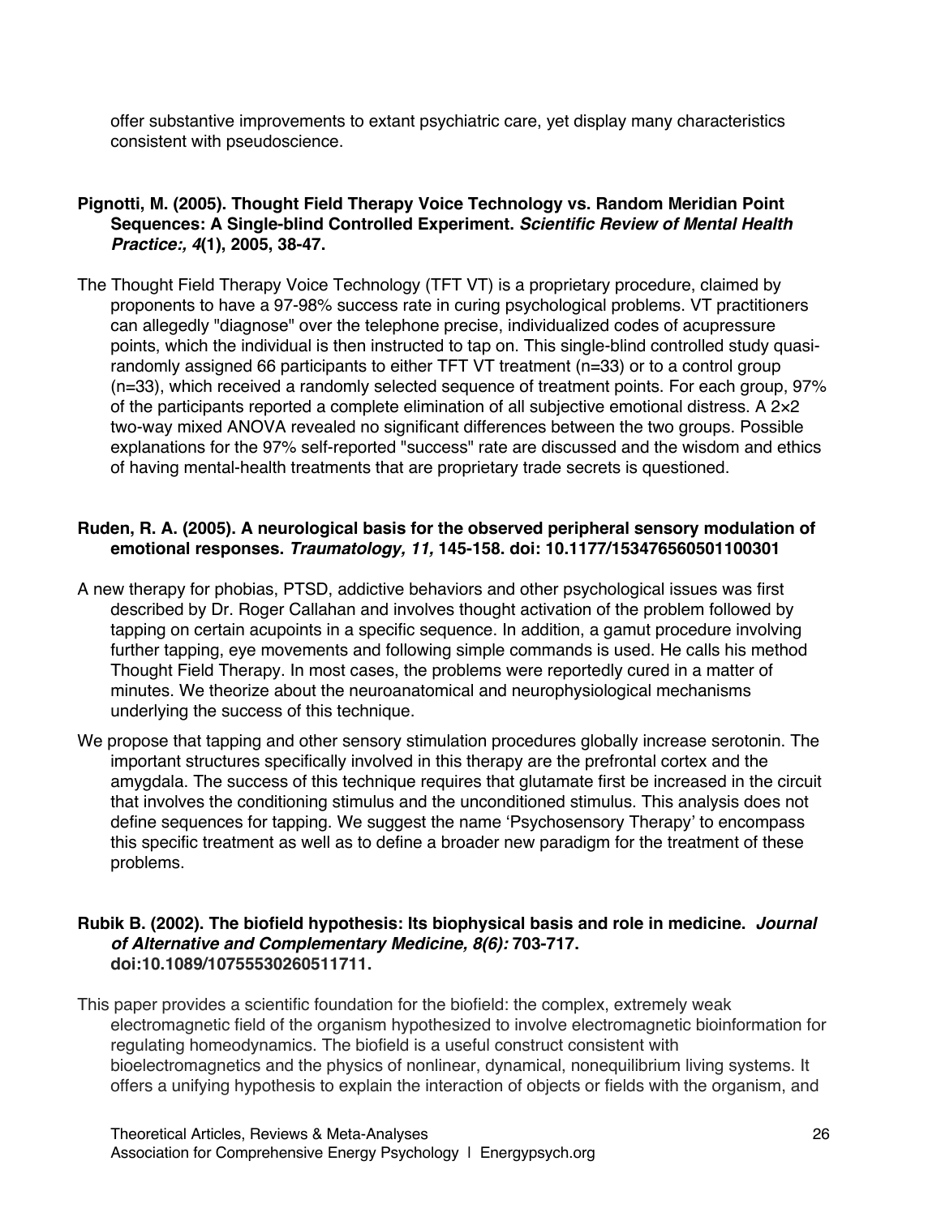offer substantive improvements to extant psychiatric care, yet display many characteristics consistent with pseudoscience.

**Pignotti, M. (2005). Thought Field Therapy Voice Technology vs. Random Meridian Point Sequences: A Single-blind Controlled Experiment. *Scientific Review of Mental Health Practice:, 4*(1), 2005, 38-47.**

The Thought Field Therapy Voice Technology (TFT VT) is a proprietary procedure, claimed by proponents to have a 97-98% success rate in curing psychological problems. VT practitioners can allegedly "diagnose" over the telephone precise, individualized codes of acupressure points, which the individual is then instructed to tap on. This single-blind controlled study quasi-randomly assigned 66 participants to either TFT VT treatment (n=33) or to a control group (n=33), which received a randomly selected sequence of treatment points. For each group, 97% of the participants reported a complete elimination of all subjective emotional distress. A 2×2 two-way mixed ANOVA revealed no significant differences between the two groups. Possible explanations for the 97% self-reported "success" rate are discussed and the wisdom and ethics of having mental-health treatments that are proprietary trade secrets is questioned.

**Ruden, R. A. (2005). A neurological basis for the observed peripheral sensory modulation of emotional responses. *Traumatology, 11,* 145-158. doi: 10.1177/153476560501100301**

A new therapy for phobias, PTSD, addictive behaviors and other psychological issues was first described by Dr. Roger Callahan and involves thought activation of the problem followed by tapping on certain acupoints in a specific sequence. In addition, a gamut procedure involving further tapping, eye movements and following simple commands is used. He calls his method Thought Field Therapy. In most cases, the problems were reportedly cured in a matter of minutes. We theorize about the neuroanatomical and neurophysiological mechanisms underlying the success of this technique.

We propose that tapping and other sensory stimulation procedures globally increase serotonin. The important structures specifically involved in this therapy are the prefrontal cortex and the amygdala. The success of this technique requires that glutamate first be increased in the circuit that involves the conditioning stimulus and the unconditioned stimulus. This analysis does not define sequences for tapping. We suggest the name 'Psychosensory Therapy' to encompass this specific treatment as well as to define a broader new paradigm for the treatment of these problems.

**Rubik B. (2002). The biofield hypothesis: Its biophysical basis and role in medicine. *Journal of Alternative and Complementary Medicine, 8(6):* 703-717. doi:10.1089/10755530260511711.**

This paper provides a scientific foundation for the biofield: the complex, extremely weak electromagnetic field of the organism hypothesized to involve electromagnetic bioinformation for regulating homeodynamics. The biofield is a useful construct consistent with bioelectromagnetics and the physics of nonlinear, dynamical, nonequilibrium living systems. It offers a unifying hypothesis to explain the interaction of objects or fields with the organism, and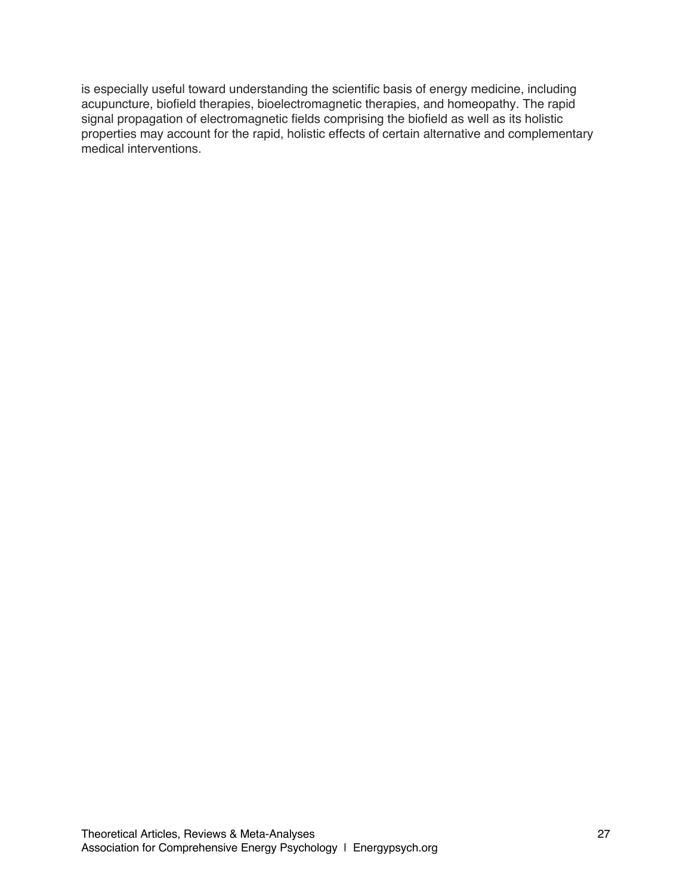is especially useful toward understanding the scientific basis of energy medicine, including acupuncture, biofield therapies, bioelectromagnetic therapies, and homeopathy. The rapid signal propagation of electromagnetic fields comprising the biofield as well as its holistic properties may account for the rapid, holistic effects of certain alternative and complementary medical interventions.